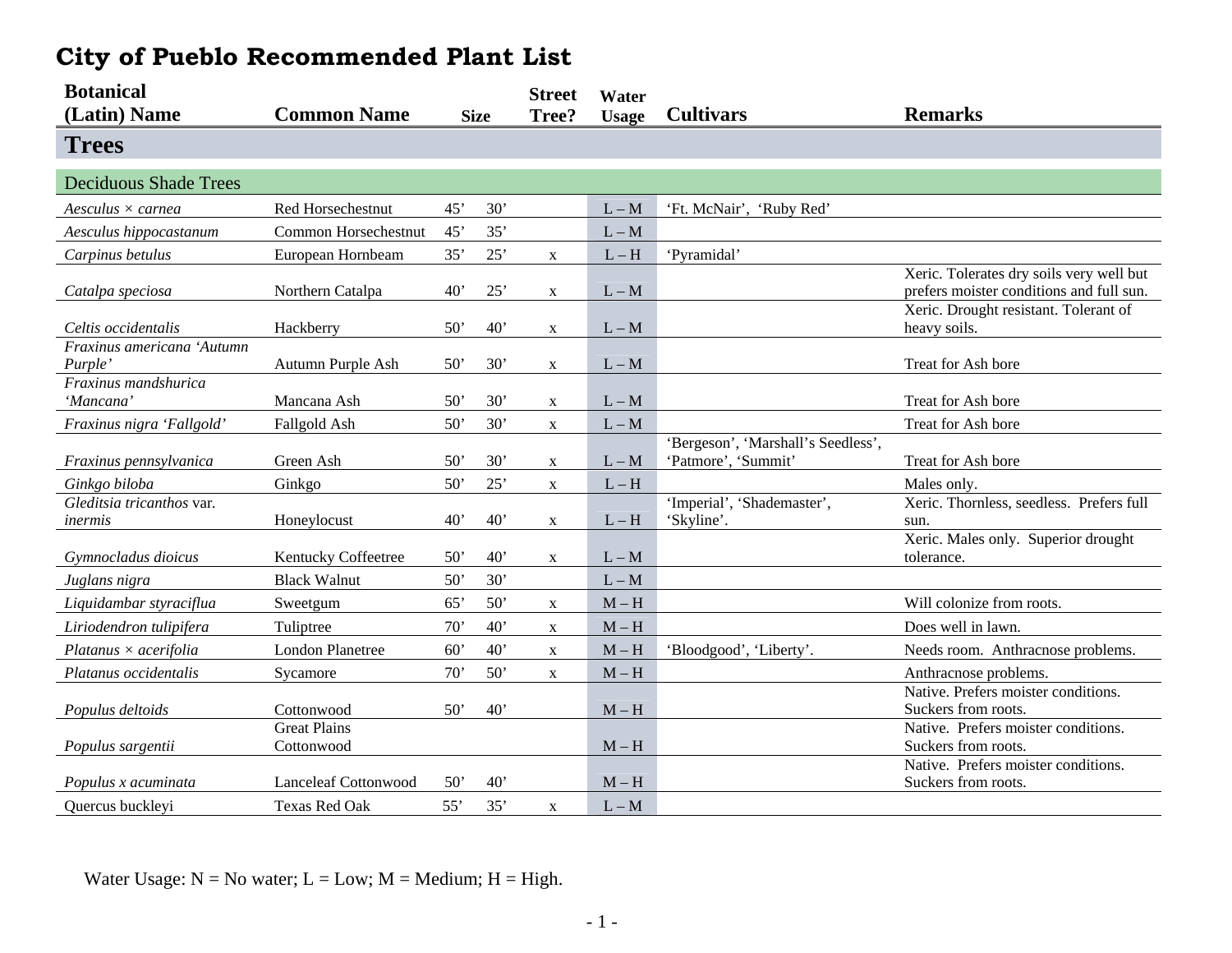# City of Pueblo Recommended Plant List

| Botanical (Latin) Name | Common Name | Size | | Street Tree? | Water Usage | Cultivars | Remarks |
|---|---|---|---|---|---|---|---|
| **Trees** | | | | | | | |
| Deciduous Shade Trees | | | | | | | |
| *Aesculus × carnea* | Red Horsechestnut | 45’ | 30’ | | L – M | ‘Ft. McNair’, ‘Ruby Red’ | |
| *Aesculus hippocastanum* | Common Horsechestnut | 45’ | 35’ | | L – M | | |
| *Carpinus betulus* | European Hornbeam | 35’ | 25’ | x | L – H | ‘Pyramidal’ | |
| *Catalpa speciosa* | Northern Catalpa | 40’ | 25’ | x | L – M | | Xeric. Tolerates dry soils very well but prefers moister conditions and full sun. |
| *Celtis occidentalis* | Hackberry | 50’ | 40’ | x | L – M | | Xeric. Drought resistant. Tolerant of heavy soils. |
| *Fraxinus americana ‘Autumn Purple’* | Autumn Purple Ash | 50’ | 30’ | x | L – M | | Treat for Ash bore |
| *Fraxinus mandshurica ‘Mancana’* | Mancana Ash | 50’ | 30’ | x | L – M | | Treat for Ash bore |
| *Fraxinus nigra ‘Fallgold’* | Fallgold Ash | 50’ | 30’ | x | L – M | | Treat for Ash bore |
| *Fraxinus pennsylvanica* | Green Ash | 50’ | 30’ | x | L – M | ‘Bergeson’, ‘Marshall’s Seedless’, ‘Patmore’, ‘Summit’ | Treat for Ash bore |
| *Ginkgo biloba* | Ginkgo | 50’ | 25’ | x | L – H | | Males only. |
| *Gleditsia tricanthos* var. *inermis* | Honeylocust | 40’ | 40’ | x | L – H | ‘Imperial’, ‘Shademaster’, ‘Skyline’. | Xeric. Thornless, seedless. Prefers full sun. |
| *Gymnocladus dioicus* | Kentucky Coffeetree | 50’ | 40’ | x | L – M | | Xeric. Males only. Superior drought tolerance. |
| *Juglans nigra* | Black Walnut | 50’ | 30’ | | L – M | | |
| *Liquidambar styraciflua* | Sweetgum | 65’ | 50’ | x | M – H | | Will colonize from roots. |
| *Liriodendron tulipifera* | Tuliptree | 70’ | 40’ | x | M – H | | Does well in lawn. |
| *Platanus × acerifolia* | London Planetree | 60’ | 40’ | x | M – H | ‘Bloodgood’, ‘Liberty’. | Needs room. Anthracnose problems. |
| *Platanus occidentalis* | Sycamore | 70’ | 50’ | x | M – H | | Anthracnose problems. |
| *Populus deltoids* | Cottonwood | 50’ | 40’ | | M – H | | Native. Prefers moister conditions. Suckers from roots. |
| *Populus sargentii* | Great Plains Cottonwood | | | | M – H | | Native. Prefers moister conditions. Suckers from roots. |
| *Populus x acuminata* | Lanceleaf Cottonwood | 50’ | 40’ | | M – H | | Native. Prefers moister conditions. Suckers from roots. |
| Quercus buckleyi | Texas Red Oak | 55’ | 35’ | x | L – M | | |

Water Usage: N = No water; L = Low; M = Medium; H = High.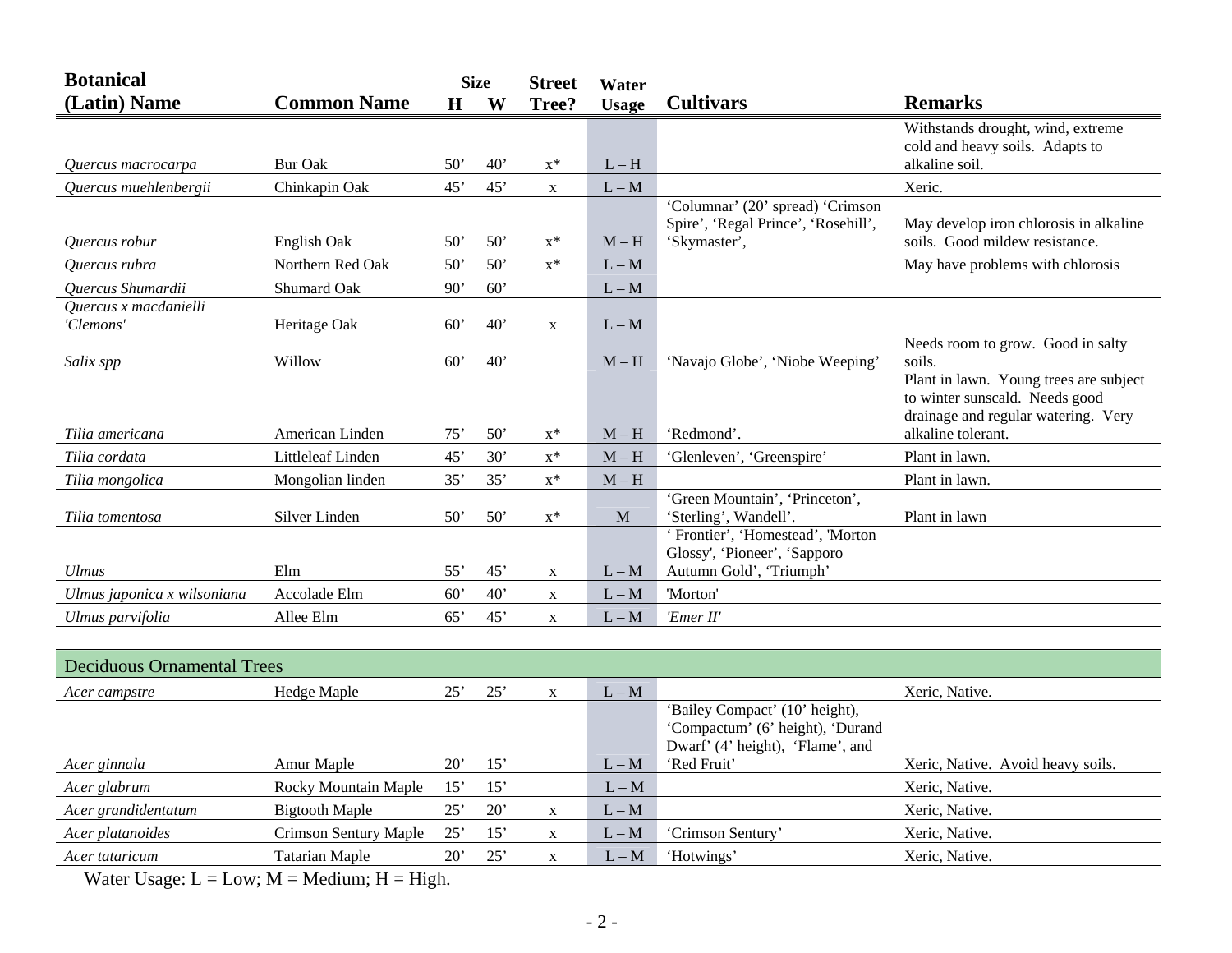| Botanical (Latin) Name | Common Name | Size H | Size W | Street Tree? | Water Usage | Cultivars | Remarks |
|---|---|---|---|---|---|---|---|
| *Quercus macrocarpa* | Bur Oak | 50' | 40' | x* | L – H | | Withstands drought, wind, extreme cold and heavy soils. Adapts to alkaline soil. |
| *Quercus muehlenbergii* | Chinkapin Oak | 45' | 45' | x | L – M | | Xeric. |
| *Quercus robur* | English Oak | 50' | 50' | x* | M – H | 'Columnar' (20' spread) 'Crimson Spire', 'Regal Prince', 'Rosehill', 'Skymaster', | May develop iron chlorosis in alkaline soils. Good mildew resistance. |
| *Quercus rubra* | Northern Red Oak | 50' | 50' | x* | L – M | | May have problems with chlorosis |
| *Quercus Shumardii* | Shumard Oak | 90' | 60' | | L – M | | |
| *Quercus x macdanielli 'Clemons'* | Heritage Oak | 60' | 40' | x | L – M | | |
| *Salix spp* | Willow | 60' | 40' | | M – H | 'Navajo Globe', 'Niobe Weeping' | Needs room to grow. Good in salty soils. |
| *Tilia americana* | American Linden | 75' | 50' | x* | M – H | 'Redmond'. | Plant in lawn. Young trees are subject to winter sunscald. Needs good drainage and regular watering. Very alkaline tolerant. |
| *Tilia cordata* | Littleleaf Linden | 45' | 30' | x* | M – H | 'Glenleven', 'Greenspire' | Plant in lawn. |
| *Tilia mongolica* | Mongolian linden | 35' | 35' | x* | M – H | | Plant in lawn. |
| *Tilia tomentosa* | Silver Linden | 50' | 50' | x* | M | 'Green Mountain', 'Princeton', 'Sterling', Wandell'. | Plant in lawn |
| *Ulmus* | Elm | 55' | 45' | x | L – M | ' Frontier', 'Homestead', 'Morton Glossy', 'Pioneer', 'Sapporo Autumn Gold', 'Triumph' | |
| *Ulmus japonica x wilsoniana* | Accolade Elm | 60' | 40' | x | L – M | 'Morton' | |
| *Ulmus parvifolia* | Allee Elm | 65' | 45' | x | L – M | *'Emer II'* | |
| **Deciduous Ornamental Trees** | | | | | | | |
| *Acer campstre* | Hedge Maple | 25' | 25' | x | L – M | | Xeric, Native. |
| *Acer ginnala* | Amur Maple | 20' | 15' | | L – M | 'Bailey Compact' (10' height), 'Compactum' (6' height), 'Durand Dwarf' (4' height), 'Flame', and 'Red Fruit' | Xeric, Native. Avoid heavy soils. |
| *Acer glabrum* | Rocky Mountain Maple | 15' | 15' | | L – M | | Xeric, Native. |
| *Acer grandidentatum* | Bigtooth Maple | 25' | 20' | x | L – M | | Xeric, Native. |
| *Acer platanoides* | Crimson Sentury Maple | 25' | 15' | x | L – M | 'Crimson Sentury' | Xeric, Native. |
| *Acer tataricum* | Tatarian Maple | 20' | 25' | x | L – M | 'Hotwings' | Xeric, Native. |

Water Usage: L = Low; M = Medium; H = High.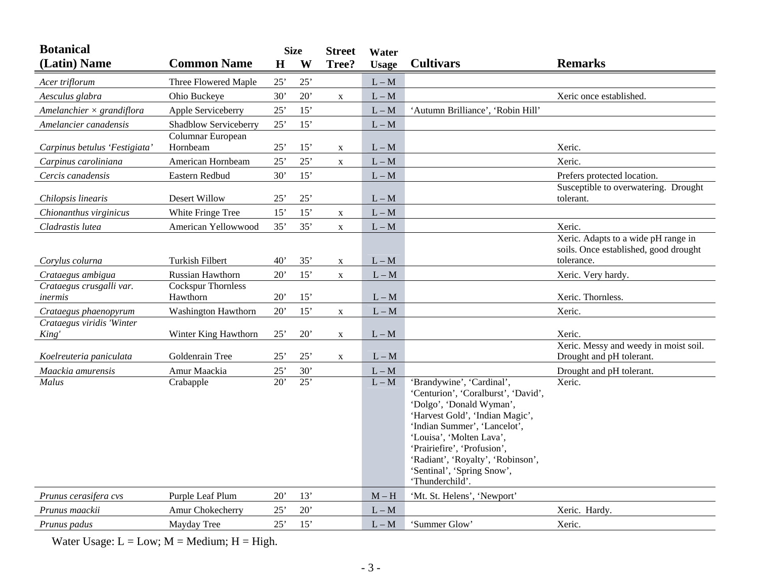| Botanical (Latin) Name | Common Name | Size H | Size W | Street Tree? | Water Usage | Cultivars | Remarks |
|---|---|---|---|---|---|---|---|
| *Acer triflorum* | Three Flowered Maple | 25’ | 25’ | | L – M | | |
| *Aesculus glabra* | Ohio Buckeye | 30’ | 20’ | x | L – M | | Xeric once established. |
| *Amelanchier × grandiflora* | Apple Serviceberry | 25’ | 15’ | | L – M | ‘Autumn Brilliance’, ‘Robin Hill’ | |
| *Amelancier canadensis* | Shadblow Serviceberry | 25’ | 15’ | | L – M | | |
| *Carpinus betulus ‘Festigiata’* | Columnar European Hornbeam | 25’ | 15’ | x | L – M | | Xeric. |
| *Carpinus caroliniana* | American Hornbeam | 25’ | 25’ | x | L – M | | Xeric. |
| *Cercis canadensis* | Eastern Redbud | 30’ | 15’ | | L – M | | Prefers protected location. |
| *Chilopsis linearis* | Desert Willow | 25’ | 25’ | | L – M | | Susceptible to overwatering. Drought tolerant. |
| *Chionanthus virginicus* | White Fringe Tree | 15’ | 15’ | x | L – M | | |
| *Cladrastis lutea* | American Yellowwood | 35’ | 35’ | x | L – M | | Xeric. |
| *Corylus colurna* | Turkish Filbert | 40’ | 35’ | x | L – M | | Xeric. Adapts to a wide pH range in soils. Once established, good drought tolerance. |
| *Crataegus ambigua* | Russian Hawthorn | 20’ | 15’ | x | L – M | | Xeric. Very hardy. |
| *Crataegus crusgalli var. inermis* | Cockspur Thornless Hawthorn | 20’ | 15’ | | L – M | | Xeric. Thornless. |
| *Crataegus phaenopyrum* | Washington Hawthorn | 20’ | 15’ | x | L – M | | Xeric. |
| *Crataegus viridis 'Winter King'* | Winter King Hawthorn | 25’ | 20’ | x | L – M | | Xeric. |
| *Koelreuteria paniculata* | Goldenrain Tree | 25’ | 25’ | x | L – M | | Xeric. Messy and weedy in moist soil. Drought and pH tolerant. |
| *Maackia amurensis* | Amur Maackia | 25’ | 30’ | | L – M | | Drought and pH tolerant. |
| *Malus* | Crabapple | 20’ | 25’ | | L – M | ‘Brandywine’, ‘Cardinal’, ‘Centurion’, ‘Coralburst’, ‘David’, ‘Dolgo’, ‘Donald Wyman’, ‘Harvest Gold’, ‘Indian Magic’, ‘Indian Summer’, ‘Lancelot’, ‘Louisa’, ‘Molten Lava’, ‘Prairiefire’, ‘Profusion’, ‘Radiant’, ‘Royalty’, ‘Robinson’, ‘Sentinal’, ‘Spring Snow’, ‘Thunderchild’. | Xeric. |
| *Prunus cerasifera cvs* | Purple Leaf Plum | 20’ | 13’ | | M – H | ‘Mt. St. Helens’, ‘Newport’ | |
| *Prunus maackii* | Amur Chokecherry | 25’ | 20’ | | L – M | | Xeric. Hardy. |
| *Prunus padus* | Mayday Tree | 25’ | 15’ | | L – M | ‘Summer Glow’ | Xeric. |

Water Usage: L = Low; M = Medium; H = High.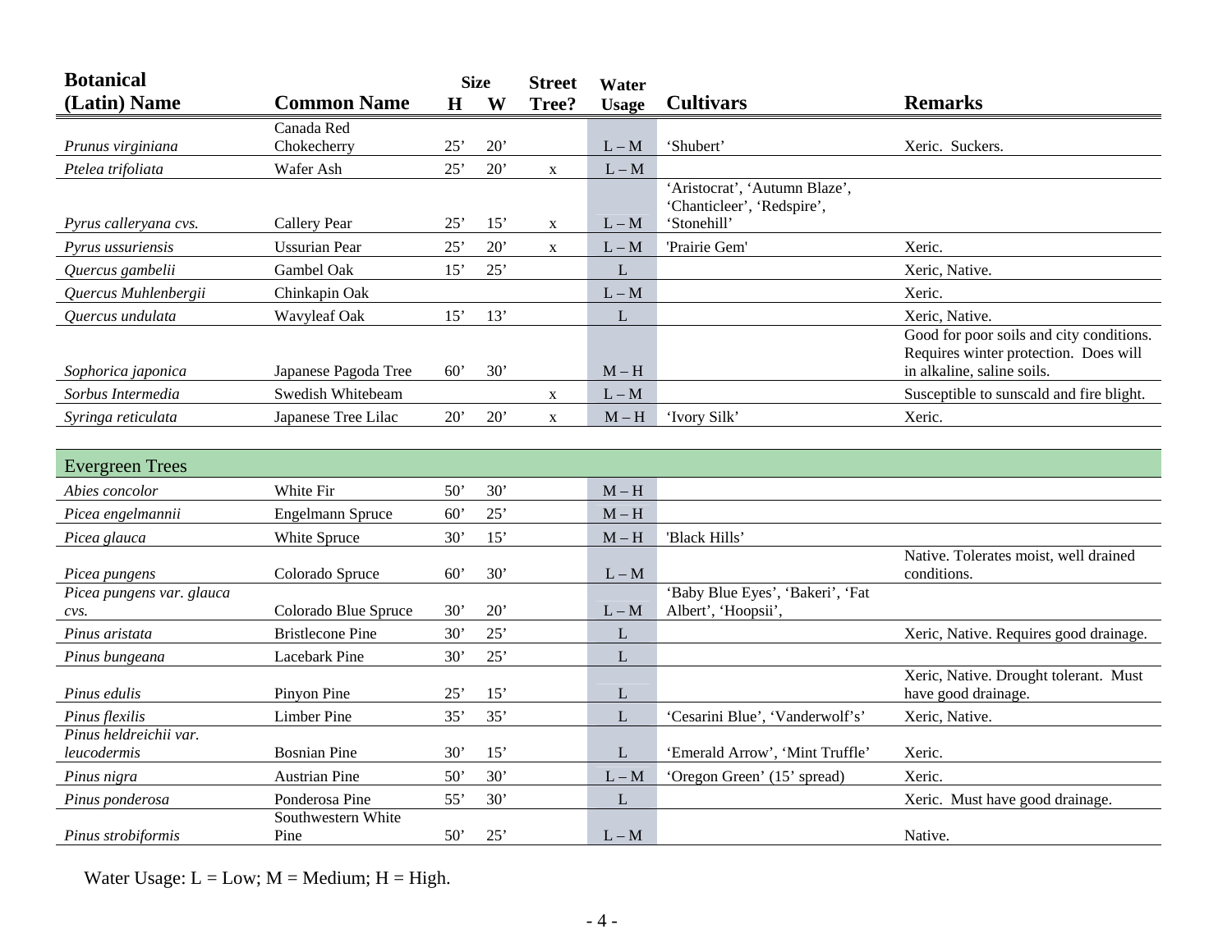| Botanical (Latin) Name | Common Name | Size H | Size W | Street Tree? | Water Usage | Cultivars | Remarks |
|---|---|---|---|---|---|---|---|
| *Prunus virginiana* | Canada Red Chokecherry | 25' | 20' | | L – M | 'Shubert' | Xeric. Suckers. |
| *Ptelea trifoliata* | Wafer Ash | 25' | 20' | x | L – M | | |
| *Pyrus calleryana cvs.* | Callery Pear | 25' | 15' | x | L – M | 'Aristocrat', 'Autumn Blaze', 'Chanticleer', 'Redspire', 'Stonehill' | |
| *Pyrus ussuriensis* | Ussurian Pear | 25' | 20' | x | L – M | 'Prairie Gem' | Xeric. |
| *Quercus gambelii* | Gambel Oak | 15' | 25' | | L | | Xeric, Native. |
| *Quercus Muhlenbergii* | Chinkapin Oak | | | | L – M | | Xeric. |
| *Quercus undulata* | Wavyleaf Oak | 15' | 13' | | L | | Xeric, Native. |
| *Sophorica japonica* | Japanese Pagoda Tree | 60' | 30' | | M – H | | Good for poor soils and city conditions. Requires winter protection. Does will in alkaline, saline soils. |
| *Sorbus Intermedia* | Swedish Whitebeam | | | x | L – M | | Susceptible to sunscald and fire blight. |
| *Syringa reticulata* | Japanese Tree Lilac | 20' | 20' | x | M – H | 'Ivory Silk' | Xeric. |
| **Evergreen Trees** | | | | | | | |
| *Abies concolor* | White Fir | 50' | 30' | | M – H | | |
| *Picea engelmannii* | Engelmann Spruce | 60' | 25' | | M – H | | |
| *Picea glauca* | White Spruce | 30' | 15' | | M – H | 'Black Hills' | |
| *Picea pungens* | Colorado Spruce | 60' | 30' | | L – M | | Native. Tolerates moist, well drained conditions. |
| *Picea pungens var. glauca cvs.* | Colorado Blue Spruce | 30' | 20' | | L – M | 'Baby Blue Eyes', 'Bakeri', 'Fat Albert', 'Hoopsii', | |
| *Pinus aristata* | Bristlecone Pine | 30' | 25' | | L | | Xeric, Native. Requires good drainage. |
| *Pinus bungeana* | Lacebark Pine | 30' | 25' | | L | | |
| *Pinus edulis* | Pinyon Pine | 25' | 15' | | L | | Xeric, Native. Drought tolerant. Must have good drainage. |
| *Pinus flexilis* | Limber Pine | 35' | 35' | | L | 'Cesarini Blue', 'Vanderwolf's' | Xeric, Native. |
| *Pinus heldreichii var. leucodermis* | Bosnian Pine | 30' | 15' | | L | 'Emerald Arrow', 'Mint Truffle' | Xeric. |
| *Pinus nigra* | Austrian Pine | 50' | 30' | | L – M | 'Oregon Green' (15' spread) | Xeric. |
| *Pinus ponderosa* | Ponderosa Pine | 55' | 30' | | L | | Xeric. Must have good drainage. |
| *Pinus strobiformis* | Southwestern White Pine | 50' | 25' | | L – M | | Native. |

Water Usage: L = Low; M = Medium; H = High.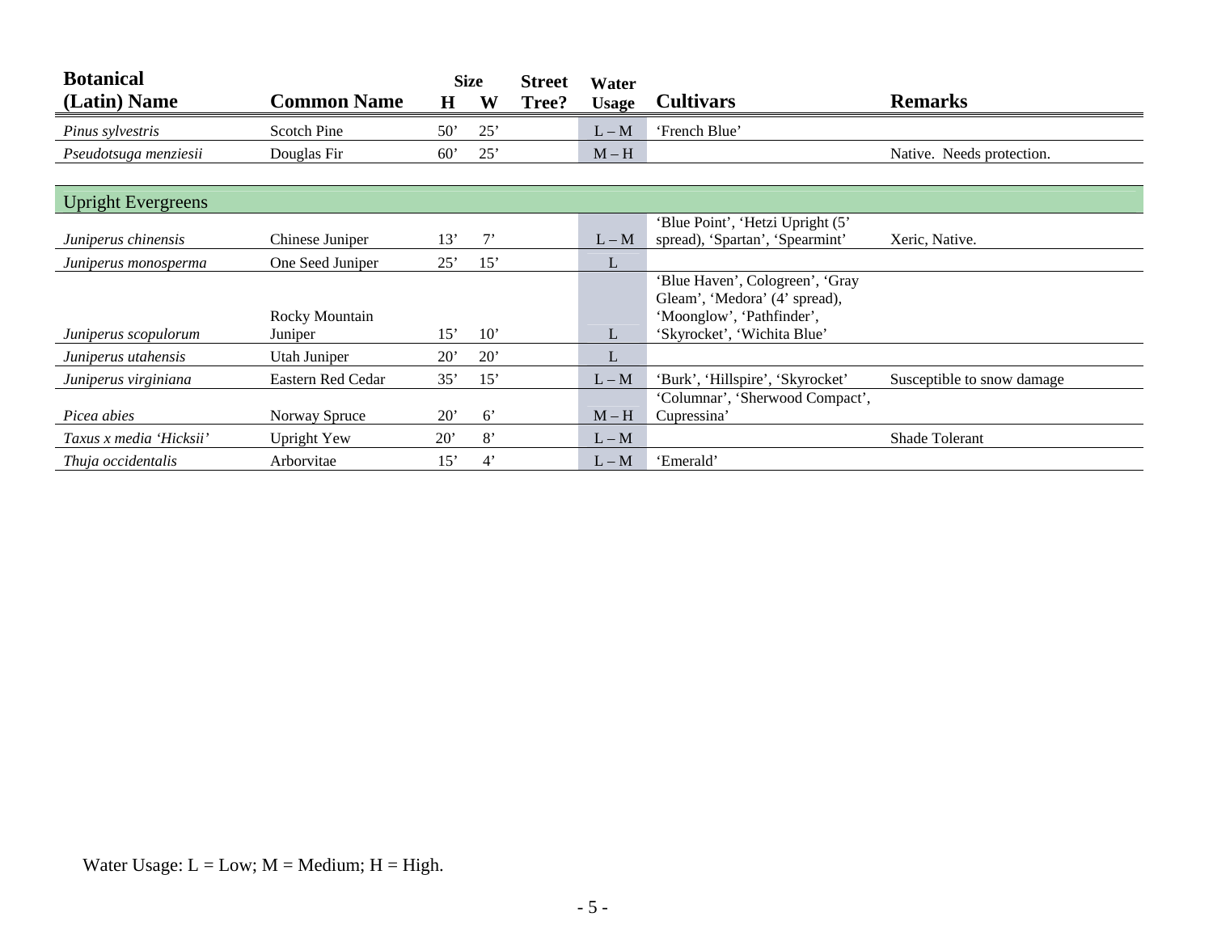| Botanical (Latin) Name | Common Name | Size H | Size W | Street Tree? | Water Usage | Cultivars | Remarks |
|---|---|---|---|---|---|---|---|
| *Pinus sylvestris* | Scotch Pine | 50' | 25' | | L – M | 'French Blue' | |
| *Pseudotsuga menziesii* | Douglas Fir | 60' | 25' | | M – H | | Native. Needs protection. |
| **Upright Evergreens** | | | | | | | |
| *Juniperus chinensis* | Chinese Juniper | 13' | 7' | | L – M | 'Blue Point', 'Hetzi Upright (5' spread), 'Spartan', 'Spearmint' | Xeric, Native. |
| *Juniperus monosperma* | One Seed Juniper | 25' | 15' | | L | | |
| *Juniperus scopulorum* | Rocky Mountain Juniper | 15' | 10' | | L | 'Blue Haven', Cologreen', 'Gray Gleam', 'Medora' (4' spread), 'Moonglow', 'Pathfinder', 'Skyrocket', 'Wichita Blue' | |
| *Juniperus utahensis* | Utah Juniper | 20' | 20' | | L | | |
| *Juniperus virginiana* | Eastern Red Cedar | 35' | 15' | | L – M | 'Burk', 'Hillspire', 'Skyrocket' | Susceptible to snow damage |
| *Picea abies* | Norway Spruce | 20' | 6' | | M – H | 'Columnar', 'Sherwood Compact', Cupressina' | |
| *Taxus x media 'Hicksii'* | Upright Yew | 20' | 8' | | L – M | | Shade Tolerant |
| *Thuja occidentalis* | Arborvitae | 15' | 4' | | L – M | 'Emerald' | |

Water Usage: L = Low; M = Medium; H = High.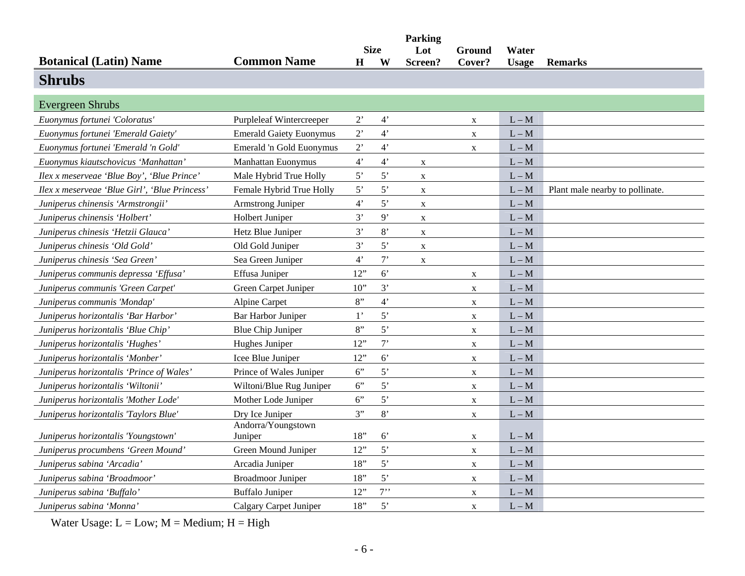| Botanical (Latin) Name | Common Name | Size H | Size W | Parking Lot Screen? | Ground Cover? | Water Usage | Remarks |
|---|---|---|---|---|---|---|---|
| **Shrubs** | | | | | | | |
| Evergreen Shrubs | | | | | | | |
| *Euonymus fortunei 'Coloratus'* | Purpleleaf Wintercreeper | 2' | 4' | | x | L – M | |
| *Euonymus fortunei 'Emerald Gaiety'* | Emerald Gaiety Euonymus | 2' | 4' | | x | L – M | |
| *Euonymus fortunei 'Emerald 'n Gold'* | Emerald 'n Gold Euonymus | 2' | 4' | | x | L – M | |
| *Euonymus kiautschovicus 'Manhattan'* | Manhattan Euonymus | 4' | 4' | x | | L – M | |
| *Ilex x meserveae 'Blue Boy', 'Blue Prince'* | Male Hybrid True Holly | 5' | 5' | x | | L – M | |
| *Ilex x meserveae 'Blue Girl', 'Blue Princess'* | Female Hybrid True Holly | 5' | 5' | x | | L – M | Plant male nearby to pollinate. |
| *Juniperus chinensis 'Armstrongii'* | Armstrong Juniper | 4' | 5' | x | | L – M | |
| *Juniperus chinensis 'Holbert'* | Holbert Juniper | 3' | 9' | x | | L – M | |
| *Juniperus chinesis 'Hetzii Glauca'* | Hetz Blue Juniper | 3' | 8' | x | | L – M | |
| *Juniperus chinesis 'Old Gold'* | Old Gold Juniper | 3' | 5' | x | | L – M | |
| *Juniperus chinesis 'Sea Green'* | Sea Green Juniper | 4' | 7' | x | | L – M | |
| *Juniperus communis depressa 'Effusa'* | Effusa Juniper | 12" | 6' | | x | L – M | |
| *Juniperus communis 'Green Carpet'* | Green Carpet Juniper | 10" | 3' | | x | L – M | |
| *Juniperus communis 'Mondap'* | Alpine Carpet | 8" | 4' | | x | L – M | |
| *Juniperus horizontalis 'Bar Harbor'* | Bar Harbor Juniper | 1' | 5' | | x | L – M | |
| *Juniperus horizontalis 'Blue Chip'* | Blue Chip Juniper | 8" | 5' | | x | L – M | |
| *Juniperus horizontalis 'Hughes'* | Hughes Juniper | 12" | 7' | | x | L – M | |
| *Juniperus horizontalis 'Monber'* | Icee Blue Juniper | 12" | 6' | | x | L – M | |
| *Juniperus horizontalis 'Prince of Wales'* | Prince of Wales Juniper | 6" | 5' | | x | L – M | |
| *Juniperus horizontalis 'Wiltonii'* | Wiltoni/Blue Rug Juniper | 6" | 5' | | x | L – M | |
| *Juniperus horizontalis 'Mother Lode'* | Mother Lode Juniper | 6" | 5' | | x | L – M | |
| *Juniperus horizontalis 'Taylors Blue'* | Dry Ice Juniper | 3" | 8' | | x | L – M | |
| *Juniperus horizontalis 'Youngstown'* | Andorra/Youngstown Juniper | 18" | 6' | | x | L – M | |
| *Juniperus procumbens 'Green Mound'* | Green Mound Juniper | 12" | 5' | | x | L – M | |
| *Juniperus sabina 'Arcadia'* | Arcadia Juniper | 18" | 5' | | x | L – M | |
| *Juniperus sabina 'Broadmoor'* | Broadmoor Juniper | 18" | 5' | | x | L – M | |
| *Juniperus sabina 'Buffalo'* | Buffalo Juniper | 12" | 7'' | | x | L – M | |
| *Juniperus sabina 'Monna'* | Calgary Carpet Juniper | 18" | 5' | | x | L – M | |

Water Usage: L = Low; M = Medium; H = High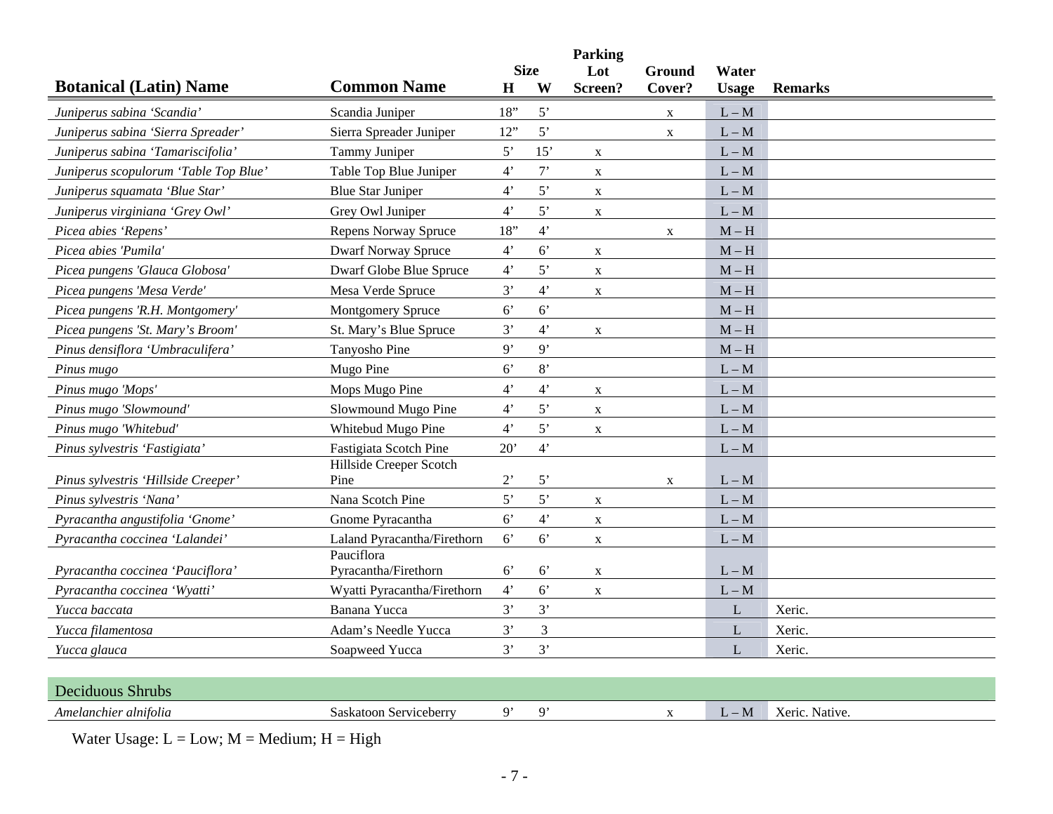| Botanical (Latin) Name | Common Name | Size H | Size W | Parking Lot Screen? | Ground Cover? | Water Usage | Remarks |
|---|---|---|---|---|---|---|---|
| *Juniperus sabina 'Scandia'* | Scandia Juniper | 18" | 5' | | x | L – M | |
| *Juniperus sabina 'Sierra Spreader'* | Sierra Spreader Juniper | 12" | 5' | | x | L – M | |
| *Juniperus sabina 'Tamariscifolia'* | Tammy Juniper | 5' | 15' | x | | L – M | |
| *Juniperus scopulorum 'Table Top Blue'* | Table Top Blue Juniper | 4' | 7' | x | | L – M | |
| *Juniperus squamata 'Blue Star'* | Blue Star Juniper | 4' | 5' | x | | L – M | |
| *Juniperus virginiana 'Grey Owl'* | Grey Owl Juniper | 4' | 5' | x | | L – M | |
| *Picea abies 'Repens'* | Repens Norway Spruce | 18" | 4' | | x | M – H | |
| *Picea abies 'Pumila'* | Dwarf Norway Spruce | 4' | 6' | x | | M – H | |
| *Picea pungens 'Glauca Globosa'* | Dwarf Globe Blue Spruce | 4' | 5' | x | | M – H | |
| *Picea pungens 'Mesa Verde'* | Mesa Verde Spruce | 3' | 4' | x | | M – H | |
| *Picea pungens 'R.H. Montgomery'* | Montgomery Spruce | 6' | 6' | | | M – H | |
| *Picea pungens 'St. Mary's Broom'* | St. Mary's Blue Spruce | 3' | 4' | x | | M – H | |
| *Pinus densiflora 'Umbraculifera'* | Tanyosho Pine | 9' | 9' | | | M – H | |
| *Pinus mugo* | Mugo Pine | 6' | 8' | | | L – M | |
| *Pinus mugo 'Mops'* | Mops Mugo Pine | 4' | 4' | x | | L – M | |
| *Pinus mugo 'Slowmound'* | Slowmound Mugo Pine | 4' | 5' | x | | L – M | |
| *Pinus mugo 'Whitebud'* | Whitebud Mugo Pine | 4' | 5' | x | | L – M | |
| *Pinus sylvestris 'Fastigiata'* | Fastigiata Scotch Pine | 20' | 4' | | | L – M | |
| *Pinus sylvestris 'Hillside Creeper'* | Hillside Creeper Scotch Pine | 2' | 5' | | x | L – M | |
| *Pinus sylvestris 'Nana'* | Nana Scotch Pine | 5' | 5' | x | | L – M | |
| *Pyracantha angustifolia 'Gnome'* | Gnome Pyracantha | 6' | 4' | x | | L – M | |
| *Pyracantha coccinea 'Lalandei'* | Laland Pyracantha/Firethorn | 6' | 6' | x | | L – M | |
| *Pyracantha coccinea 'Pauciflora'* | Pauciflora Pyracantha/Firethorn | 6' | 6' | x | | L – M | |
| *Pyracantha coccinea 'Wyatti'* | Wyatti Pyracantha/Firethorn | 4' | 6' | x | | L – M | |
| *Yucca baccata* | Banana Yucca | 3' | 3' | | | L | Xeric. |
| *Yucca filamentosa* | Adam's Needle Yucca | 3' | 3 | | | L | Xeric. |
| *Yucca glauca* | Soapweed Yucca | 3' | 3' | | | L | Xeric. |
| **Deciduous Shrubs** | | | | | | | |
| *Amelanchier alnifolia* | Saskatoon Serviceberry | 9' | 9' | | x | L – M | Xeric. Native. |

Water Usage: L = Low; M = Medium; H = High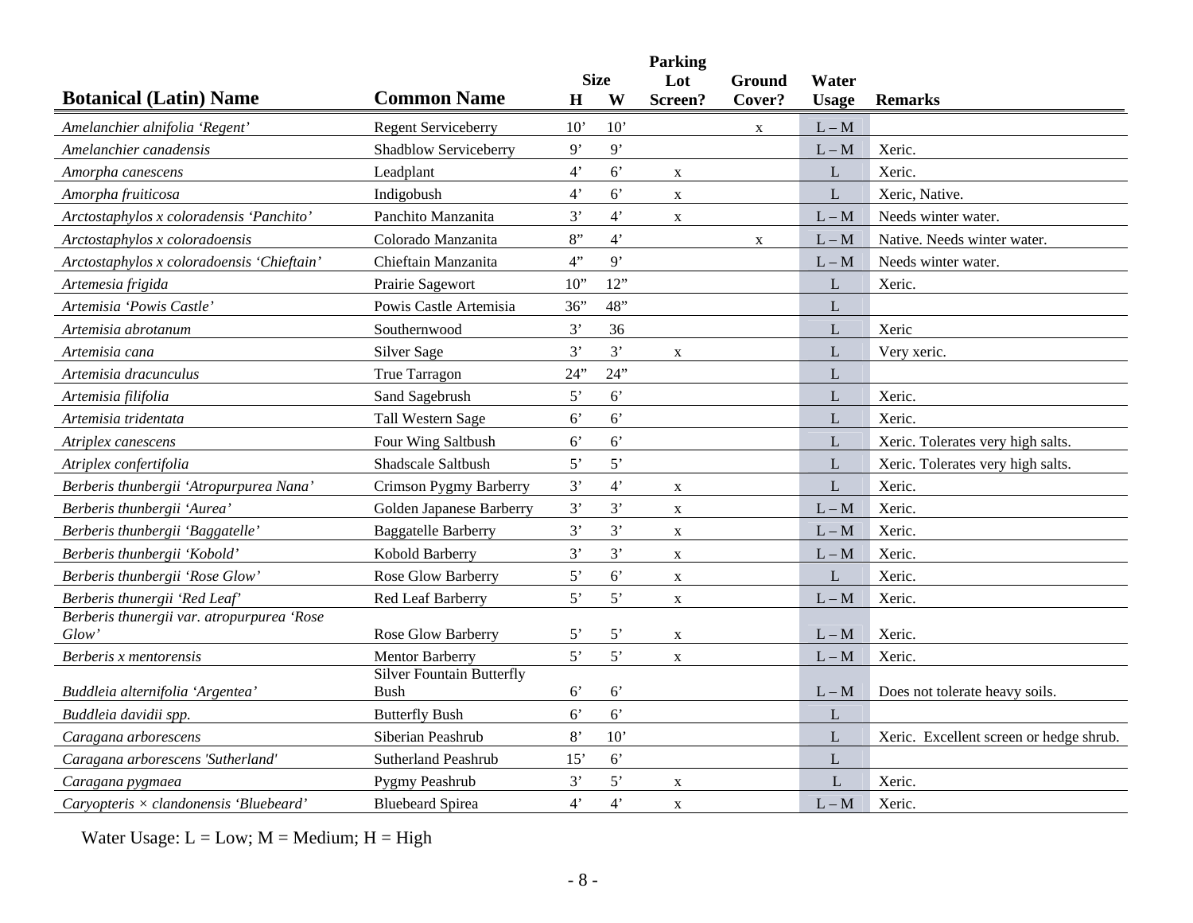| Botanical (Latin) Name | Common Name | Size H | Size W | Parking Lot Screen? | Ground Cover? | Water Usage | Remarks |
|---|---|---|---|---|---|---|---|
| *Amelanchier alnifolia 'Regent'* | Regent Serviceberry | 10' | 10' | | x | L – M | |
| *Amelanchier canadensis* | Shadblow Serviceberry | 9' | 9' | | | L – M | Xeric. |
| *Amorpha canescens* | Leadplant | 4' | 6' | x | | L | Xeric. |
| *Amorpha fruiticosa* | Indigobush | 4' | 6' | x | | L | Xeric, Native. |
| *Arctostaphylos x coloradensis 'Panchito'* | Panchito Manzanita | 3' | 4' | x | | L – M | Needs winter water. |
| *Arctostaphylos x coloradoensis* | Colorado Manzanita | 8" | 4' | | x | L – M | Native. Needs winter water. |
| *Arctostaphylos x coloradoensis 'Chieftain'* | Chieftain Manzanita | 4" | 9' | | | L – M | Needs winter water. |
| *Artemesia frigida* | Prairie Sagewort | 10" | 12" | | | L | Xeric. |
| *Artemisia 'Powis Castle'* | Powis Castle Artemisia | 36" | 48" | | | L | |
| *Artemisia abrotanum* | Southernwood | 3' | 36 | | | L | Xeric |
| *Artemisia cana* | Silver Sage | 3' | 3' | x | | L | Very xeric. |
| *Artemisia dracunculus* | True Tarragon | 24" | 24" | | | L | |
| *Artemisia filifolia* | Sand Sagebrush | 5' | 6' | | | L | Xeric. |
| *Artemisia tridentata* | Tall Western Sage | 6' | 6' | | | L | Xeric. |
| *Atriplex canescens* | Four Wing Saltbush | 6' | 6' | | | L | Xeric. Tolerates very high salts. |
| *Atriplex confertifolia* | Shadscale Saltbush | 5' | 5' | | | L | Xeric. Tolerates very high salts. |
| *Berberis thunbergii 'Atropurpurea Nana'* | Crimson Pygmy Barberry | 3' | 4' | x | | L | Xeric. |
| *Berberis thunbergii 'Aurea'* | Golden Japanese Barberry | 3' | 3' | x | | L – M | Xeric. |
| *Berberis thunbergii 'Baggatelle'* | Baggatelle Barberry | 3' | 3' | x | | L – M | Xeric. |
| *Berberis thunbergii 'Kobold'* | Kobold Barberry | 3' | 3' | x | | L – M | Xeric. |
| *Berberis thunbergii 'Rose Glow'* | Rose Glow Barberry | 5' | 6' | x | | L | Xeric. |
| *Berberis thunergii 'Red Leaf'* | Red Leaf Barberry | 5' | 5' | x | | L – M | Xeric. |
| *Berberis thunergii var. atropurpurea 'Rose Glow'* | Rose Glow Barberry | 5' | 5' | x | | L – M | Xeric. |
| *Berberis x mentorensis* | Mentor Barberry | 5' | 5' | x | | L – M | Xeric. |
| *Buddleia alternifolia 'Argentea'* | Silver Fountain Butterfly Bush | 6' | 6' | | | L – M | Does not tolerate heavy soils. |
| *Buddleia davidii spp.* | Butterfly Bush | 6' | 6' | | | L | |
| *Caragana arborescens* | Siberian Peashrub | 8' | 10' | | | L | Xeric. Excellent screen or hedge shrub. |
| *Caragana arborescens 'Sutherland'* | Sutherland Peashrub | 15' | 6' | | | L | |
| *Caragana pygmaea* | Pygmy Peashrub | 3' | 5' | x | | L | Xeric. |
| *Caryopteris × clandonensis 'Bluebeard'* | Bluebeard Spirea | 4' | 4' | x | | L – M | Xeric. |

Water Usage: L = Low; M = Medium; H = High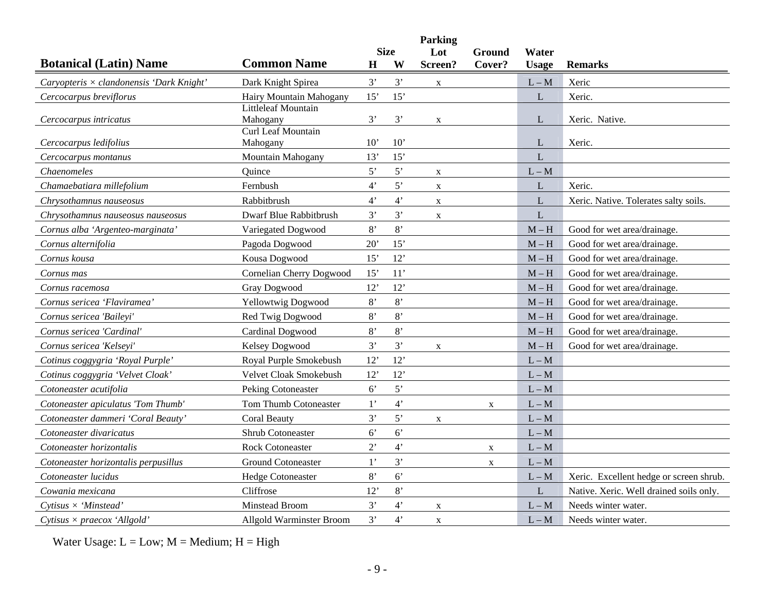| Botanical (Latin) Name | Common Name | Size H | Size W | Parking Lot Screen? | Ground Cover? | Water Usage | Remarks |
|---|---|---|---|---|---|---|---|
| *Caryopteris × clandonensis ‘Dark Knight’* | Dark Knight Spirea | 3’ | 3’ | x | | L – M | Xeric |
| *Cercocarpus breviflorus* | Hairy Mountain Mahogany | 15’ | 15’ | | | L | Xeric. |
| *Cercocarpus intricatus* | Littleleaf Mountain Mahogany | 3’ | 3’ | x | | L | Xeric. Native. |
| *Cercocarpus ledifolius* | Curl Leaf Mountain Mahogany | 10’ | 10’ | | | L | Xeric. |
| *Cercocarpus montanus* | Mountain Mahogany | 13’ | 15’ | | | L | |
| *Chaenomeles* | Quince | 5’ | 5’ | x | | L – M | |
| *Chamaebatiara millefolium* | Fernbush | 4’ | 5’ | x | | L | Xeric. |
| *Chrysothamnus nauseosus* | Rabbitbrush | 4’ | 4’ | x | | L | Xeric. Native. Tolerates salty soils. |
| *Chrysothamnus nauseosus nauseosus* | Dwarf Blue Rabbitbrush | 3’ | 3’ | x | | L | |
| *Cornus alba ‘Argenteo-marginata’* | Variegated Dogwood | 8’ | 8’ | | | M – H | Good for wet area/drainage. |
| *Cornus alternifolia* | Pagoda Dogwood | 20’ | 15’ | | | M – H | Good for wet area/drainage. |
| *Cornus kousa* | Kousa Dogwood | 15’ | 12’ | | | M – H | Good for wet area/drainage. |
| *Cornus mas* | Cornelian Cherry Dogwood | 15’ | 11’ | | | M – H | Good for wet area/drainage. |
| *Cornus racemosa* | Gray Dogwood | 12’ | 12’ | | | M – H | Good for wet area/drainage. |
| *Cornus sericea ‘Flaviramea’* | Yellowtwig Dogwood | 8’ | 8’ | | | M – H | Good for wet area/drainage. |
| *Cornus sericea 'Baileyi'* | Red Twig Dogwood | 8’ | 8’ | | | M – H | Good for wet area/drainage. |
| *Cornus sericea 'Cardinal'* | Cardinal Dogwood | 8’ | 8’ | | | M – H | Good for wet area/drainage. |
| *Cornus sericea 'Kelseyi'* | Kelsey Dogwood | 3’ | 3’ | x | | M – H | Good for wet area/drainage. |
| *Cotinus coggygria ‘Royal Purple’* | Royal Purple Smokebush | 12’ | 12’ | | | L – M | |
| *Cotinus coggygria ‘Velvet Cloak’* | Velvet Cloak Smokebush | 12’ | 12’ | | | L – M | |
| *Cotoneaster acutifolia* | Peking Cotoneaster | 6’ | 5’ | | | L – M | |
| *Cotoneaster apiculatus 'Tom Thumb'* | Tom Thumb Cotoneaster | 1’ | 4’ | | x | L – M | |
| *Cotoneaster dammeri ‘Coral Beauty’* | Coral Beauty | 3’ | 5’ | x | | L – M | |
| *Cotoneaster divaricatus* | Shrub Cotoneaster | 6’ | 6’ | | | L – M | |
| *Cotoneaster horizontalis* | Rock Cotoneaster | 2’ | 4’ | | x | L – M | |
| *Cotoneaster horizontalis perpusillus* | Ground Cotoneaster | 1’ | 3’ | | x | L – M | |
| *Cotoneaster lucidus* | Hedge Cotoneaster | 8’ | 6’ | | | L – M | Xeric. Excellent hedge or screen shrub. |
| *Cowania mexicana* | Cliffrose | 12’ | 8’ | | | L | Native. Xeric. Well drained soils only. |
| *Cytisus × ‘Minstead’* | Minstead Broom | 3’ | 4’ | x | | L – M | Needs winter water. |
| *Cytisus × praecox ‘Allgold’* | Allgold Warminster Broom | 3’ | 4’ | x | | L – M | Needs winter water. |

Water Usage: L = Low; M = Medium; H = High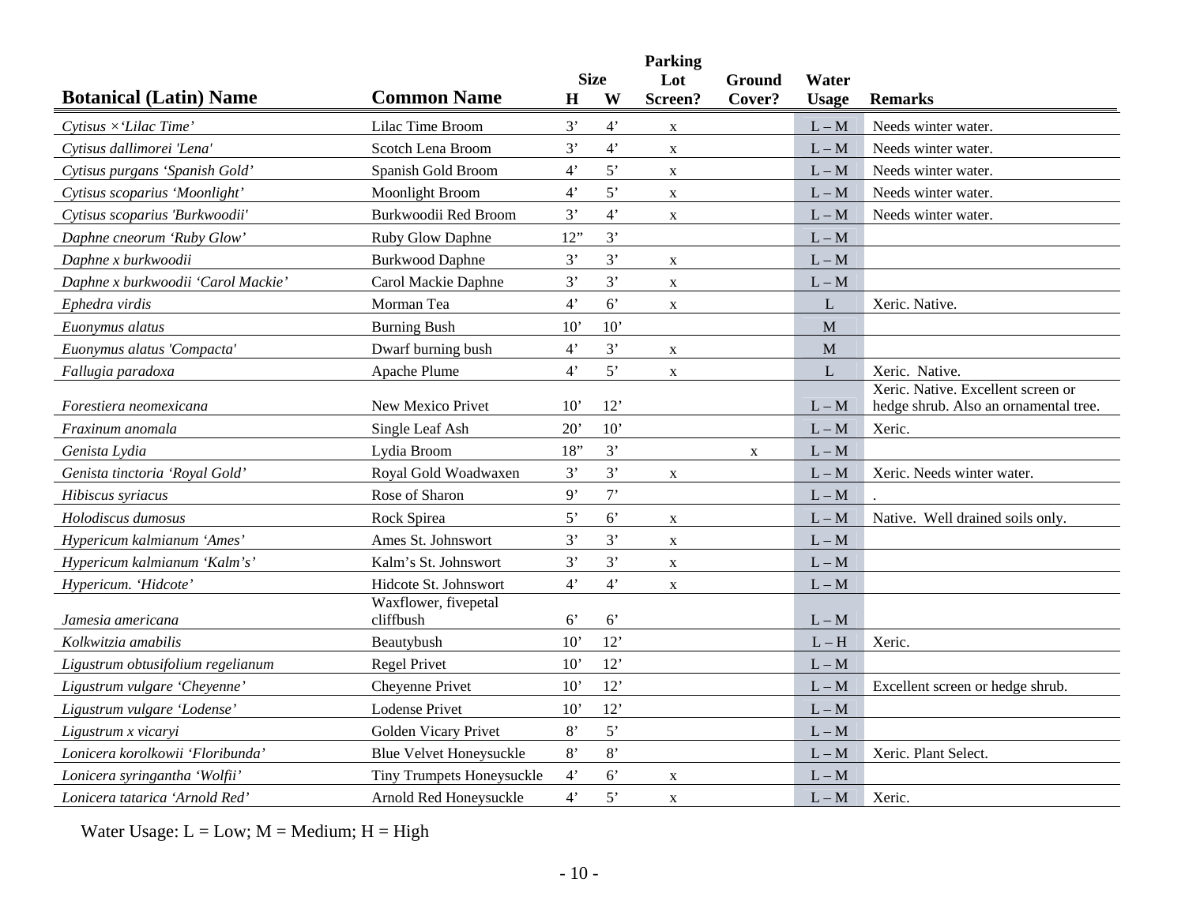| Botanical (Latin) Name | Common Name | Size H | Size W | Parking Lot Screen? | Ground Cover? | Water Usage | Remarks |
|---|---|---|---|---|---|---|---|
| *Cytisus ×'Lilac Time'* | Lilac Time Broom | 3' | 4' | x | | L – M | Needs winter water. |
| *Cytisus dallimorei 'Lena'* | Scotch Lena Broom | 3' | 4' | x | | L – M | Needs winter water. |
| *Cytisus purgans 'Spanish Gold'* | Spanish Gold Broom | 4' | 5' | x | | L – M | Needs winter water. |
| *Cytisus scoparius 'Moonlight'* | Moonlight Broom | 4' | 5' | x | | L – M | Needs winter water. |
| *Cytisus scoparius 'Burkwoodii'* | Burkwoodii Red Broom | 3' | 4' | x | | L – M | Needs winter water. |
| *Daphne cneorum 'Ruby Glow'* | Ruby Glow Daphne | 12" | 3' | | | L – M | |
| *Daphne x burkwoodii* | Burkwood Daphne | 3' | 3' | x | | L – M | |
| *Daphne x burkwoodii 'Carol Mackie'* | Carol Mackie Daphne | 3' | 3' | x | | L – M | |
| *Ephedra virdis* | Morman Tea | 4' | 6' | x | | L | Xeric. Native. |
| *Euonymus alatus* | Burning Bush | 10' | 10' | | | M | |
| *Euonymus alatus 'Compacta'* | Dwarf burning bush | 4' | 3' | x | | M | |
| *Fallugia paradoxa* | Apache Plume | 4' | 5' | x | | L | Xeric. Native. |
| *Forestiera neomexicana* | New Mexico Privet | 10' | 12' | | | L – M | Xeric. Native. Excellent screen or hedge shrub. Also an ornamental tree. |
| *Fraxinum anomala* | Single Leaf Ash | 20' | 10' | | | L – M | Xeric. |
| *Genista Lydia* | Lydia Broom | 18" | 3' | | x | L – M | |
| *Genista tinctoria 'Royal Gold'* | Royal Gold Woadwaxen | 3' | 3' | x | | L – M | Xeric. Needs winter water. |
| *Hibiscus syriacus* | Rose of Sharon | 9' | 7' | | | L – M | . |
| *Holodiscus dumosus* | Rock Spirea | 5' | 6' | x | | L – M | Native. Well drained soils only. |
| *Hypericum kalmianum 'Ames'* | Ames St. Johnswort | 3' | 3' | x | | L – M | |
| *Hypericum kalmianum 'Kalm's'* | Kalm's St. Johnswort | 3' | 3' | x | | L – M | |
| *Hypericum. 'Hidcote'* | Hidcote St. Johnswort | 4' | 4' | x | | L – M | |
| *Jamesia americana* | Waxflower, fivepetal cliffbush | 6' | 6' | | | L – M | |
| *Kolkwitzia amabilis* | Beautybush | 10' | 12' | | | L – H | Xeric. |
| *Ligustrum obtusifolium regelianum* | Regel Privet | 10' | 12' | | | L – M | |
| *Ligustrum vulgare 'Cheyenne'* | Cheyenne Privet | 10' | 12' | | | L – M | Excellent screen or hedge shrub. |
| *Ligustrum vulgare 'Lodense'* | Lodense Privet | 10' | 12' | | | L – M | |
| *Ligustrum x vicaryi* | Golden Vicary Privet | 8' | 5' | | | L – M | |
| *Lonicera korolkowii 'Floribunda'* | Blue Velvet Honeysuckle | 8' | 8' | | | L – M | Xeric. Plant Select. |
| *Lonicera syringantha 'Wolfii'* | Tiny Trumpets Honeysuckle | 4' | 6' | x | | L – M | |
| *Lonicera tatarica 'Arnold Red'* | Arnold Red Honeysuckle | 4' | 5' | x | | L – M | Xeric. |

Water Usage: L = Low; M = Medium; H = High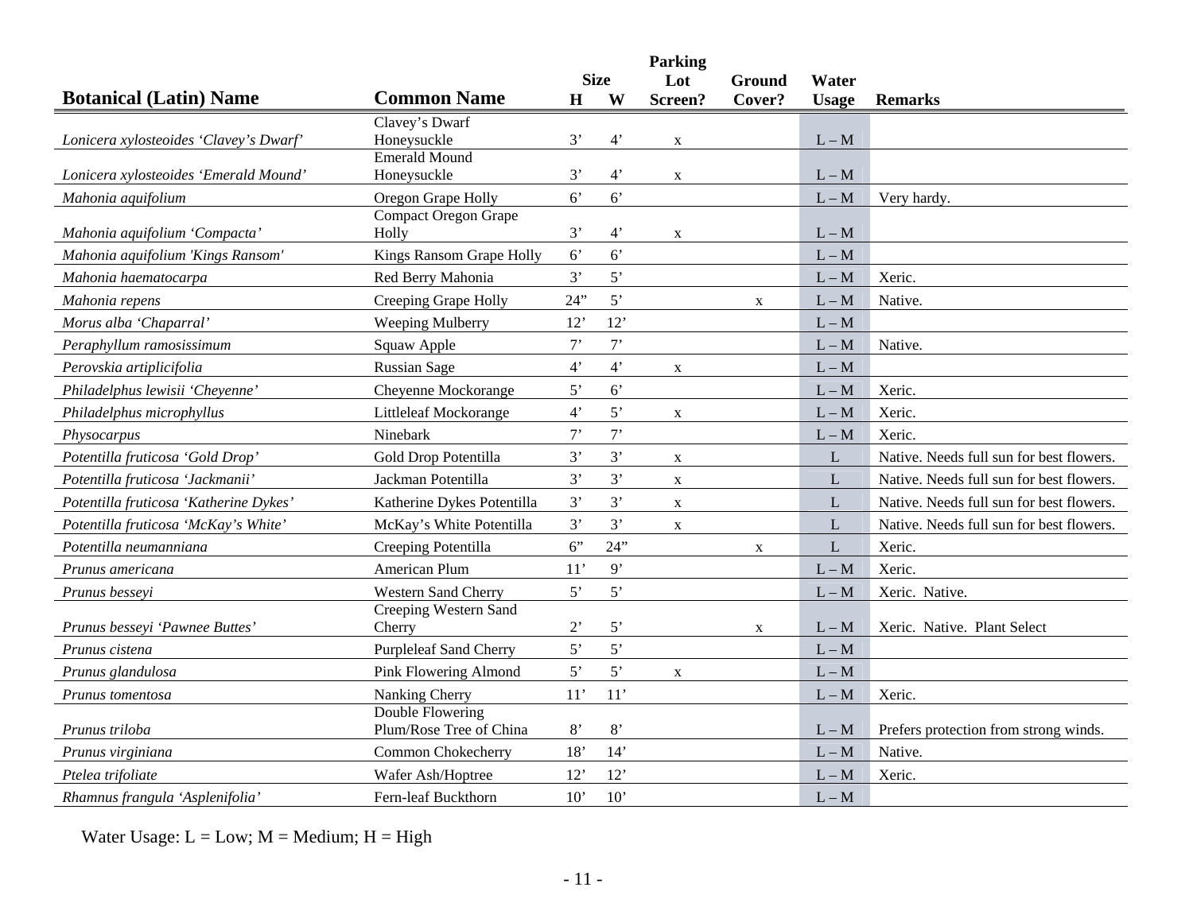| Botanical (Latin) Name | Common Name | Size H | Size W | Parking Lot Screen? | Ground Cover? | Water Usage | Remarks |
|---|---|---|---|---|---|---|---|
| *Lonicera xylosteoides 'Clavey's Dwarf'* | Clavey's Dwarf Honeysuckle | 3' | 4' | x | | L – M | |
| *Lonicera xylosteoides 'Emerald Mound'* | Emerald Mound Honeysuckle | 3' | 4' | x | | L – M | |
| *Mahonia aquifolium* | Oregon Grape Holly | 6' | 6' | | | L – M | Very hardy. |
| *Mahonia aquifolium 'Compacta'* | Compact Oregon Grape Holly | 3' | 4' | x | | L – M | |
| *Mahonia aquifolium 'Kings Ransom'* | Kings Ransom Grape Holly | 6' | 6' | | | L – M | |
| *Mahonia haematocarpa* | Red Berry Mahonia | 3' | 5' | | | L – M | Xeric. |
| *Mahonia repens* | Creeping Grape Holly | 24" | 5' | | x | L – M | Native. |
| *Morus alba 'Chaparral'* | Weeping Mulberry | 12' | 12' | | | L – M | |
| *Peraphyllum ramosissimum* | Squaw Apple | 7' | 7' | | | L – M | Native. |
| *Perovskia artiplicifolia* | Russian Sage | 4' | 4' | x | | L – M | |
| *Philadelphus lewisii 'Cheyenne'* | Cheyenne Mockorange | 5' | 6' | | | L – M | Xeric. |
| *Philadelphus microphyllus* | Littleleaf Mockorange | 4' | 5' | x | | L – M | Xeric. |
| *Physocarpus* | Ninebark | 7' | 7' | | | L – M | Xeric. |
| *Potentilla fruticosa 'Gold Drop'* | Gold Drop Potentilla | 3' | 3' | x | | L | Native. Needs full sun for best flowers. |
| *Potentilla fruticosa 'Jackmanii'* | Jackman Potentilla | 3' | 3' | x | | L | Native. Needs full sun for best flowers. |
| *Potentilla fruticosa 'Katherine Dykes'* | Katherine Dykes Potentilla | 3' | 3' | x | | L | Native. Needs full sun for best flowers. |
| *Potentilla fruticosa 'McKay's White'* | McKay's White Potentilla | 3' | 3' | x | | L | Native. Needs full sun for best flowers. |
| *Potentilla neumanniana* | Creeping Potentilla | 6" | 24" | | x | L | Xeric. |
| *Prunus americana* | American Plum | 11' | 9' | | | L – M | Xeric. |
| *Prunus besseyi* | Western Sand Cherry | 5' | 5' | | | L – M | Xeric. Native. |
| *Prunus besseyi 'Pawnee Buttes'* | Creeping Western Sand Cherry | 2' | 5' | | x | L – M | Xeric. Native. Plant Select |
| *Prunus cistena* | Purpleleaf Sand Cherry | 5' | 5' | | | L – M | |
| *Prunus glandulosa* | Pink Flowering Almond | 5' | 5' | x | | L – M | |
| *Prunus tomentosa* | Nanking Cherry | 11' | 11' | | | L – M | Xeric. |
| *Prunus triloba* | Double Flowering Plum/Rose Tree of China | 8' | 8' | | | L – M | Prefers protection from strong winds. |
| *Prunus virginiana* | Common Chokecherry | 18' | 14' | | | L – M | Native. |
| *Ptelea trifoliate* | Wafer Ash/Hoptree | 12' | 12' | | | L – M | Xeric. |
| *Rhamnus frangula 'Asplenifolia'* | Fern-leaf Buckthorn | 10' | 10' | | | L – M | |

Water Usage: L = Low; M = Medium; H = High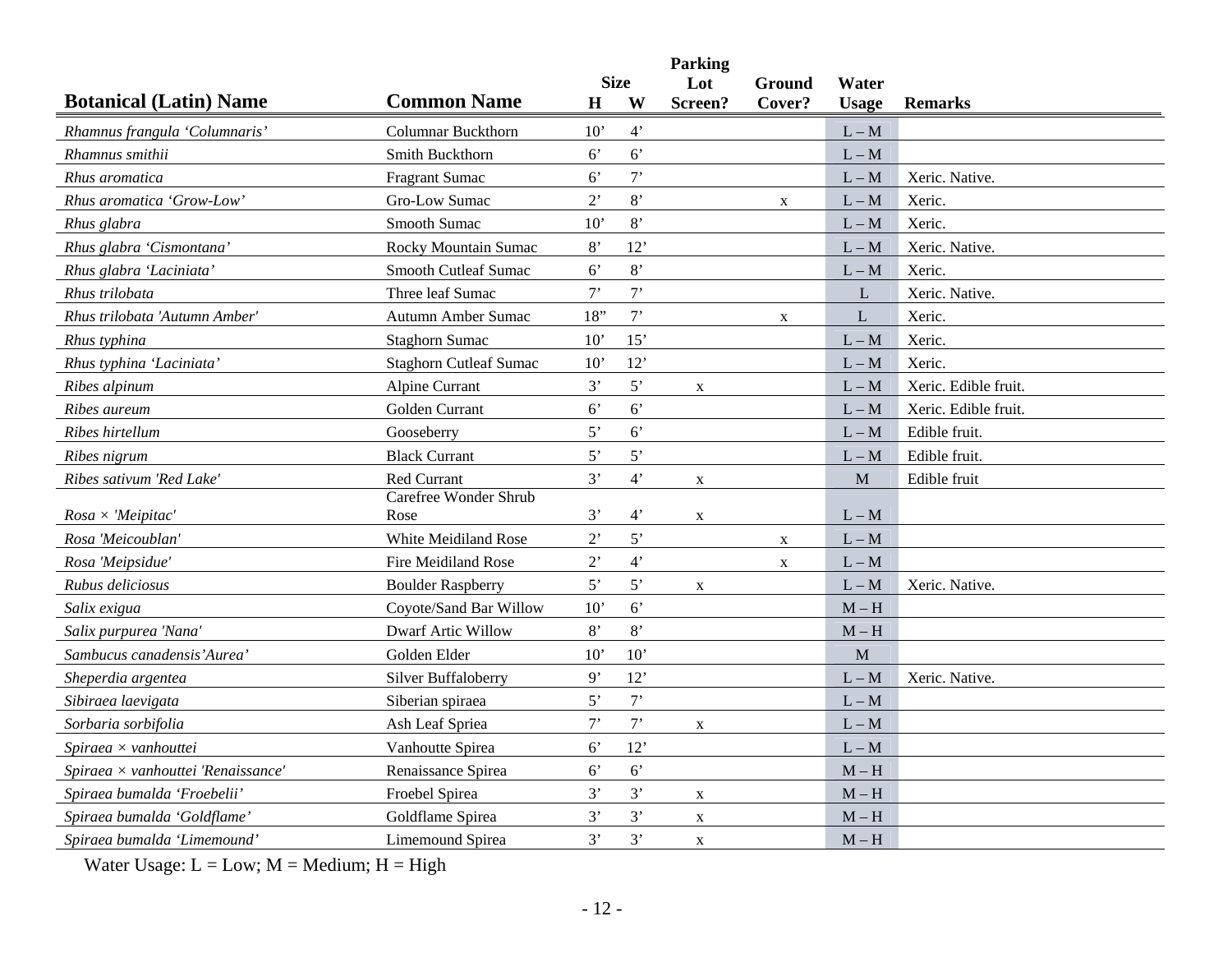| Botanical (Latin) Name | Common Name | Size H | Size W | Parking Lot Screen? | Ground Cover? | Water Usage | Remarks |
|---|---|---|---|---|---|---|---|
| *Rhamnus frangula 'Columnaris'* | Columnar Buckthorn | 10' | 4' | | | L – M | |
| *Rhamnus smithii* | Smith Buckthorn | 6' | 6' | | | L – M | |
| *Rhus aromatica* | Fragrant Sumac | 6' | 7' | | | L – M | Xeric. Native. |
| *Rhus aromatica 'Grow-Low'* | Gro-Low Sumac | 2' | 8' | | x | L – M | Xeric. |
| *Rhus glabra* | Smooth Sumac | 10' | 8' | | | L – M | Xeric. |
| *Rhus glabra 'Cismontana'* | Rocky Mountain Sumac | 8' | 12' | | | L – M | Xeric. Native. |
| *Rhus glabra 'Laciniata'* | Smooth Cutleaf Sumac | 6' | 8' | | | L – M | Xeric. |
| *Rhus trilobata* | Three leaf Sumac | 7' | 7' | | | L | Xeric. Native. |
| *Rhus trilobata 'Autumn Amber'* | Autumn Amber Sumac | 18" | 7' | | x | L | Xeric. |
| *Rhus typhina* | Staghorn Sumac | 10' | 15' | | | L – M | Xeric. |
| *Rhus typhina 'Laciniata'* | Staghorn Cutleaf Sumac | 10' | 12' | | | L – M | Xeric. |
| *Ribes alpinum* | Alpine Currant | 3' | 5' | x | | L – M | Xeric. Edible fruit. |
| *Ribes aureum* | Golden Currant | 6' | 6' | | | L – M | Xeric. Edible fruit. |
| *Ribes hirtellum* | Gooseberry | 5' | 6' | | | L – M | Edible fruit. |
| *Ribes nigrum* | Black Currant | 5' | 5' | | | L – M | Edible fruit. |
| *Ribes sativum 'Red Lake'* | Red Currant | 3' | 4' | x | | M | Edible fruit |
| *Rosa × 'Meipitac'* | Carefree Wonder Shrub Rose | 3' | 4' | x | | L – M | |
| *Rosa 'Meicoublan'* | White Meidiland Rose | 2' | 5' | | x | L – M | |
| *Rosa 'Meipsidue'* | Fire Meidiland Rose | 2' | 4' | | x | L – M | |
| *Rubus deliciosus* | Boulder Raspberry | 5' | 5' | x | | L – M | Xeric. Native. |
| *Salix exigua* | Coyote/Sand Bar Willow | 10' | 6' | | | M – H | |
| *Salix purpurea 'Nana'* | Dwarf Artic Willow | 8' | 8' | | | M – H | |
| *Sambucus canadensis'Aurea'* | Golden Elder | 10' | 10' | | | M | |
| *Sheperdia argentea* | Silver Buffaloberry | 9' | 12' | | | L – M | Xeric. Native. |
| *Sibiraea laevigata* | Siberian spiraea | 5' | 7' | | | L – M | |
| *Sorbaria sorbifolia* | Ash Leaf Spriea | 7' | 7' | x | | L – M | |
| *Spiraea × vanhouttei* | Vanhoutte Spirea | 6' | 12' | | | L – M | |
| *Spiraea × vanhouttei 'Renaissance'* | Renaissance Spirea | 6' | 6' | | | M – H | |
| *Spiraea bumalda 'Froebelii'* | Froebel Spirea | 3' | 3' | x | | M – H | |
| *Spiraea bumalda 'Goldflame'* | Goldflame Spirea | 3' | 3' | x | | M – H | |
| *Spiraea bumalda 'Limemound'* | Limemound Spirea | 3' | 3' | x | | M – H | |

Water Usage: L = Low; M = Medium; H = High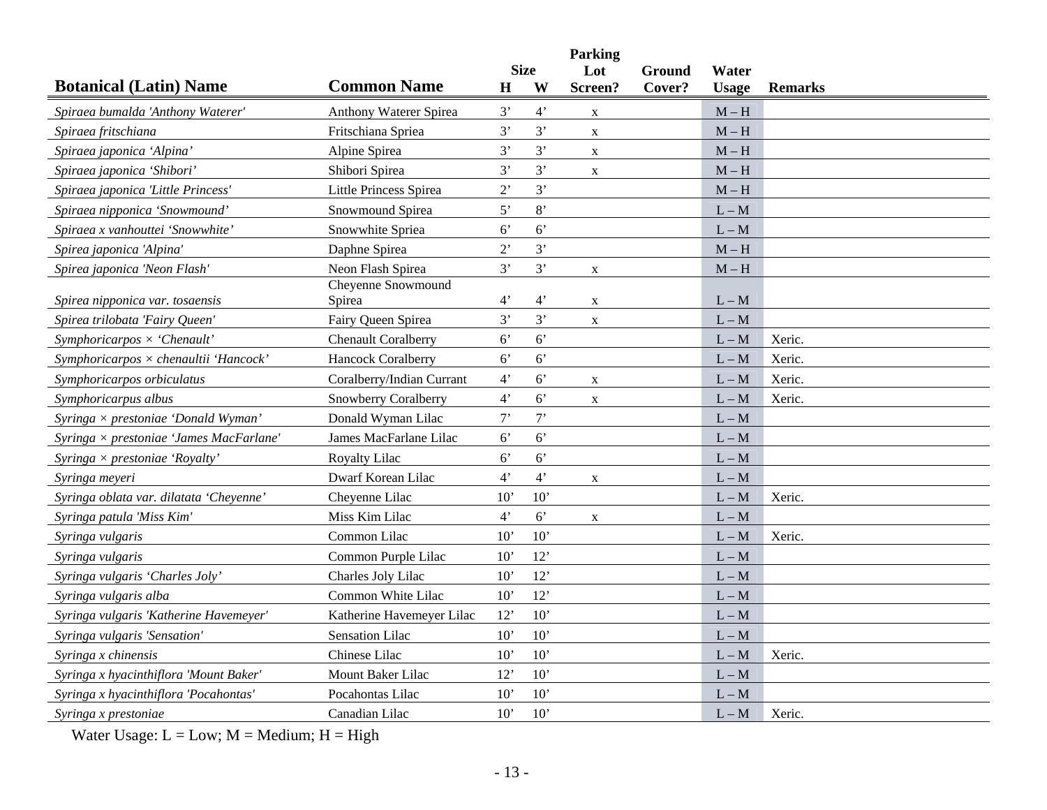| Botanical (Latin) Name | Common Name | Size H | Size W | Parking Lot Screen? | Ground Cover? | Water Usage | Remarks |
|---|---|---|---|---|---|---|---|
| *Spiraea bumalda 'Anthony Waterer'* | Anthony Waterer Spirea | 3’ | 4’ | x | | M – H | |
| *Spiraea fritschiana* | Fritschiana Spriea | 3’ | 3’ | x | | M – H | |
| *Spiraea japonica ‘Alpina’* | Alpine Spirea | 3’ | 3’ | x | | M – H | |
| *Spiraea japonica ‘Shibori’* | Shibori Spirea | 3’ | 3’ | x | | M – H | |
| *Spiraea japonica 'Little Princess'* | Little Princess Spirea | 2’ | 3’ | | | M – H | |
| *Spiraea nipponica ‘Snowmound’* | Snowmound Spirea | 5’ | 8’ | | | L – M | |
| *Spiraea x vanhouttei ‘Snowwhite’* | Snowwhite Spriea | 6’ | 6’ | | | L – M | |
| *Spirea japonica 'Alpina'* | Daphne Spirea | 2’ | 3’ | | | M – H | |
| *Spirea japonica 'Neon Flash'* | Neon Flash Spirea | 3’ | 3’ | x | | M – H | |
| *Spirea nipponica var. tosaensis* | Cheyenne Snowmound Spirea | 4’ | 4’ | x | | L – M | |
| *Spirea trilobata 'Fairy Queen'* | Fairy Queen Spirea | 3’ | 3’ | x | | L – M | |
| *Symphoricarpos × ‘Chenault’* | Chenault Coralberry | 6’ | 6’ | | | L – M | Xeric. |
| *Symphoricarpos × chenaultii ‘Hancock’* | Hancock Coralberry | 6’ | 6’ | | | L – M | Xeric. |
| *Symphoricarpos orbiculatus* | Coralberry/Indian Currant | 4’ | 6’ | x | | L – M | Xeric. |
| *Symphoricarpus albus* | Snowberry Coralberry | 4’ | 6’ | x | | L – M | Xeric. |
| *Syringa × prestoniae ‘Donald Wyman’* | Donald Wyman Lilac | 7’ | 7’ | | | L – M | |
| *Syringa × prestoniae ‘James MacFarlane’* | James MacFarlane Lilac | 6’ | 6’ | | | L – M | |
| *Syringa × prestoniae ‘Royalty’* | Royalty Lilac | 6’ | 6’ | | | L – M | |
| *Syringa meyeri* | Dwarf Korean Lilac | 4’ | 4’ | x | | L – M | |
| *Syringa oblata var. dilatata ‘Cheyenne’* | Cheyenne Lilac | 10’ | 10’ | | | L – M | Xeric. |
| *Syringa patula 'Miss Kim'* | Miss Kim Lilac | 4’ | 6’ | x | | L – M | |
| *Syringa vulgaris* | Common Lilac | 10’ | 10’ | | | L – M | Xeric. |
| *Syringa vulgaris* | Common Purple Lilac | 10’ | 12’ | | | L – M | |
| *Syringa vulgaris ‘Charles Joly’* | Charles Joly Lilac | 10’ | 12’ | | | L – M | |
| *Syringa vulgaris alba* | Common White Lilac | 10’ | 12’ | | | L – M | |
| *Syringa vulgaris 'Katherine Havemeyer'* | Katherine Havemeyer Lilac | 12’ | 10’ | | | L – M | |
| *Syringa vulgaris 'Sensation'* | Sensation Lilac | 10’ | 10’ | | | L – M | |
| *Syringa x chinensis* | Chinese Lilac | 10’ | 10’ | | | L – M | Xeric. |
| *Syringa x hyacinthiflora 'Mount Baker'* | Mount Baker Lilac | 12’ | 10’ | | | L – M | |
| *Syringa x hyacinthiflora 'Pocahontas'* | Pocahontas Lilac | 10’ | 10’ | | | L – M | |
| *Syringa x prestoniae* | Canadian Lilac | 10’ | 10’ | | | L – M | Xeric. |

Water Usage: L = Low; M = Medium; H = High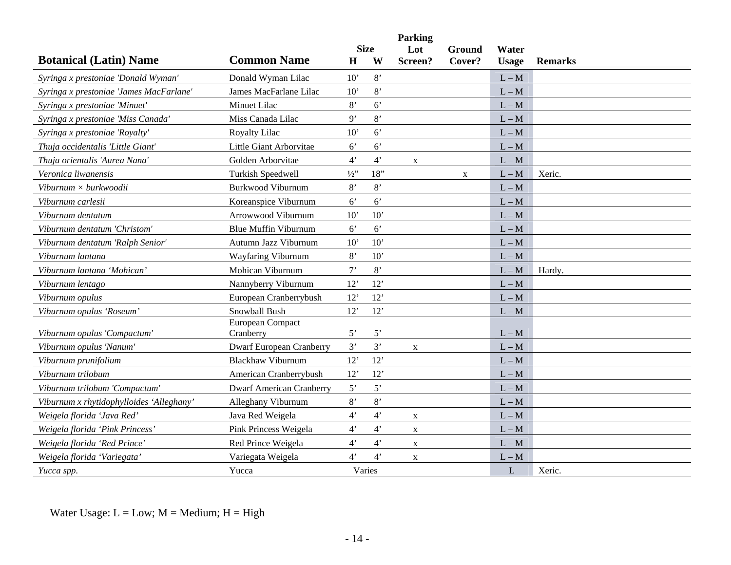| Botanical (Latin) Name | Common Name | Size | | Parking Lot Screen? | Ground Cover? | Water Usage | Remarks |
|---|---|---|---|---|---|---|---|
| | | H | W | | | | |
| *Syringa x prestoniae 'Donald Wyman'* | Donald Wyman Lilac | 10’ | 8’ | | | L – M | |
| *Syringa x prestoniae 'James MacFarlane'* | James MacFarlane Lilac | 10’ | 8’ | | | L – M | |
| *Syringa x prestoniae 'Minuet'* | Minuet Lilac | 8’ | 6’ | | | L – M | |
| *Syringa x prestoniae 'Miss Canada'* | Miss Canada Lilac | 9’ | 8’ | | | L – M | |
| *Syringa x prestoniae 'Royalty'* | Royalty Lilac | 10’ | 6’ | | | L – M | |
| *Thuja occidentalis 'Little Giant'* | Little Giant Arborvitae | 6’ | 6’ | | | L – M | |
| *Thuja orientalis 'Aurea Nana'* | Golden Arborvitae | 4’ | 4’ | x | | L – M | |
| *Veronica liwanensis* | Turkish Speedwell | ½” | 18” | | x | L – M | Xeric. |
| *Viburnum × burkwoodii* | Burkwood Viburnum | 8’ | 8’ | | | L – M | |
| *Viburnum carlesii* | Koreanspice Viburnum | 6’ | 6’ | | | L – M | |
| *Viburnum dentatum* | Arrowwood Viburnum | 10’ | 10’ | | | L – M | |
| *Viburnum dentatum 'Christom'* | Blue Muffin Viburnum | 6’ | 6’ | | | L – M | |
| *Viburnum dentatum 'Ralph Senior'* | Autumn Jazz Viburnum | 10’ | 10’ | | | L – M | |
| *Viburnum lantana* | Wayfaring Viburnum | 8’ | 10’ | | | L – M | |
| *Viburnum lantana ‘Mohican’* | Mohican Viburnum | 7’ | 8’ | | | L – M | Hardy. |
| *Viburnum lentago* | Nannyberry Viburnum | 12’ | 12’ | | | L – M | |
| *Viburnum opulus* | European Cranberrybush | 12’ | 12’ | | | L – M | |
| *Viburnum opulus ‘Roseum’* | Snowball Bush | 12’ | 12’ | | | L – M | |
| *Viburnum opulus 'Compactum'* | European Compact Cranberry | 5’ | 5’ | | | L – M | |
| *Viburnum opulus 'Nanum'* | Dwarf European Cranberry | 3’ | 3’ | x | | L – M | |
| *Viburnum prunifolium* | Blackhaw Viburnum | 12’ | 12’ | | | L – M | |
| *Viburnum trilobum* | American Cranberrybush | 12’ | 12’ | | | L – M | |
| *Viburnum trilobum 'Compactum'* | Dwarf American Cranberry | 5’ | 5’ | | | L – M | |
| *Viburnum x rhytidophylloides ‘Alleghany’* | Alleghany Viburnum | 8’ | 8’ | | | L – M | |
| *Weigela florida ‘Java Red’* | Java Red Weigela | 4’ | 4’ | x | | L – M | |
| *Weigela florida ‘Pink Princess’* | Pink Princess Weigela | 4’ | 4’ | x | | L – M | |
| *Weigela florida ‘Red Prince’* | Red Prince Weigela | 4’ | 4’ | x | | L – M | |
| *Weigela florida ‘Variegata’* | Variegata Weigela | 4’ | 4’ | x | | L – M | |
| *Yucca spp.* | Yucca | Varies | | | | L | Xeric. |

Water Usage: L = Low; M = Medium; H = High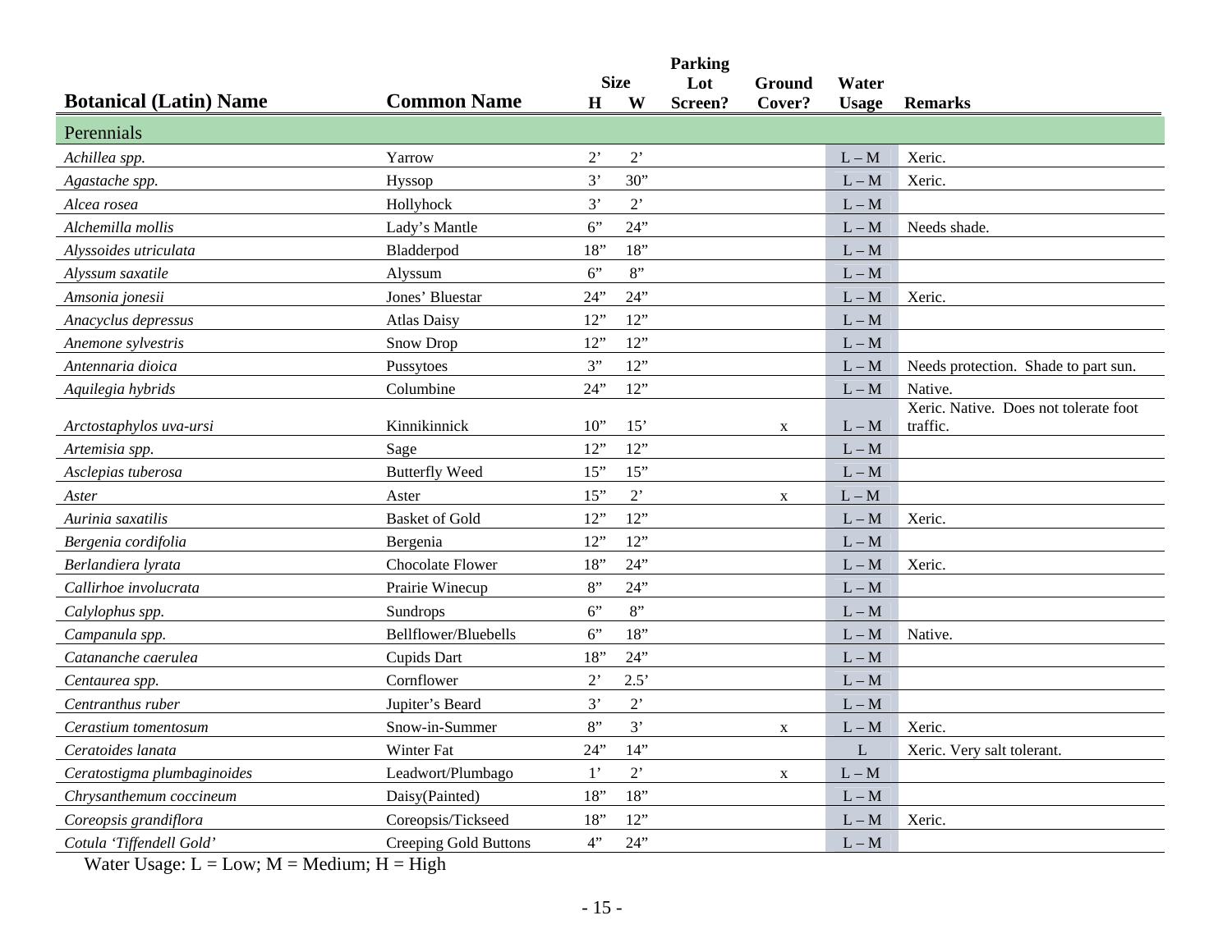| Botanical (Latin) Name | Common Name | Size H | Size W | Parking Lot Screen? | Ground Cover? | Water Usage | Remarks |
|---|---|---|---|---|---|---|---|
| **Perennials** | | | | | | | |
| *Achillea spp.* | Yarrow | 2' | 2' | | | L – M | Xeric. |
| *Agastache spp.* | Hyssop | 3' | 30" | | | L – M | Xeric. |
| *Alcea rosea* | Hollyhock | 3' | 2' | | | L – M | |
| *Alchemilla mollis* | Lady's Mantle | 6" | 24" | | | L – M | Needs shade. |
| *Alyssoides utriculata* | Bladderpod | 18" | 18" | | | L – M | |
| *Alyssum saxatile* | Alyssum | 6" | 8" | | | L – M | |
| *Amsonia jonesii* | Jones' Bluestar | 24" | 24" | | | L – M | Xeric. |
| *Anacyclus depressus* | Atlas Daisy | 12" | 12" | | | L – M | |
| *Anemone sylvestris* | Snow Drop | 12" | 12" | | | L – M | |
| *Antennaria dioica* | Pussytoes | 3" | 12" | | | L – M | Needs protection. Shade to part sun. |
| *Aquilegia hybrids* | Columbine | 24" | 12" | | | L – M | Native. |
| *Arctostaphylos uva-ursi* | Kinnikinnick | 10" | 15' | | x | L – M | Xeric. Native. Does not tolerate foot traffic. |
| *Artemisia spp.* | Sage | 12" | 12" | | | L – M | |
| *Asclepias tuberosa* | Butterfly Weed | 15" | 15" | | | L – M | |
| *Aster* | Aster | 15" | 2' | | x | L – M | |
| *Aurinia saxatilis* | Basket of Gold | 12" | 12" | | | L – M | Xeric. |
| *Bergenia cordifolia* | Bergenia | 12" | 12" | | | L – M | |
| *Berlandiera lyrata* | Chocolate Flower | 18" | 24" | | | L – M | Xeric. |
| *Callirhoe involucrata* | Prairie Winecup | 8" | 24" | | | L – M | |
| *Calylophus spp.* | Sundrops | 6" | 8" | | | L – M | |
| *Campanula spp.* | Bellflower/Bluebells | 6" | 18" | | | L – M | Native. |
| *Catananche caerulea* | Cupids Dart | 18" | 24" | | | L – M | |
| *Centaurea spp.* | Cornflower | 2' | 2.5' | | | L – M | |
| *Centranthus ruber* | Jupiter's Beard | 3' | 2' | | | L – M | |
| *Cerastium tomentosum* | Snow-in-Summer | 8" | 3' | | x | L – M | Xeric. |
| *Ceratoides lanata* | Winter Fat | 24" | 14" | | | L | Xeric. Very salt tolerant. |
| *Ceratostigma plumbaginoides* | Leadwort/Plumbago | 1' | 2' | | x | L – M | |
| *Chrysanthemum coccineum* | Daisy(Painted) | 18" | 18" | | | L – M | |
| *Coreopsis grandiflora* | Coreopsis/Tickseed | 18" | 12" | | | L – M | Xeric. |
| *Cotula 'Tiffendell Gold'* | Creeping Gold Buttons | 4" | 24" | | | L – M | |

Water Usage: L = Low; M = Medium; H = High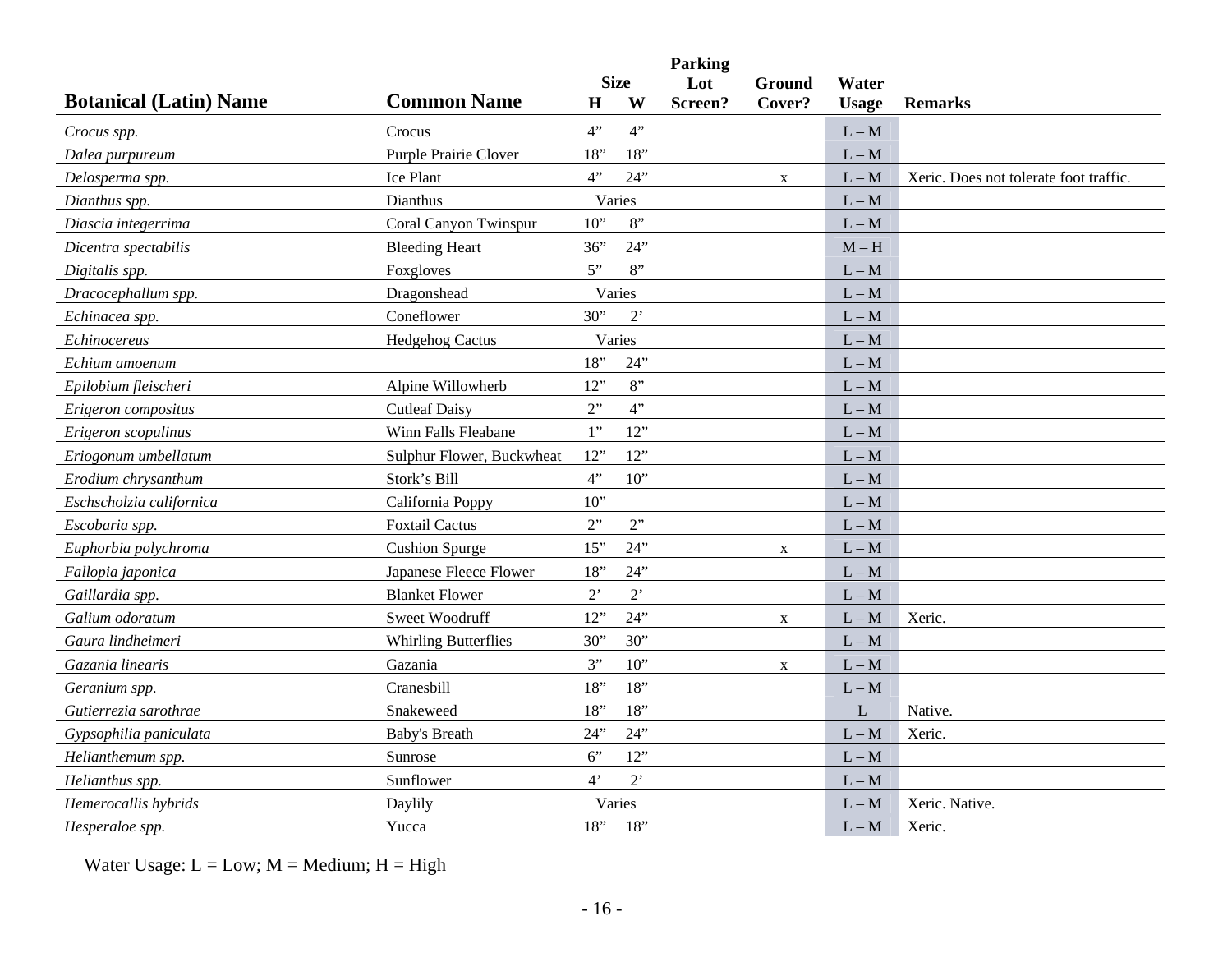| Botanical (Latin) Name | Common Name | Size H | Size W | Parking Lot Screen? | Ground Cover? | Water Usage | Remarks |
|---|---|---|---|---|---|---|---|
| *Crocus spp.* | Crocus | 4” | 4” | | | L – M | |
| *Dalea purpureum* | Purple Prairie Clover | 18” | 18” | | | L – M | |
| *Delosperma spp.* | Ice Plant | 4” | 24” | | x | L – M | Xeric. Does not tolerate foot traffic. |
| *Dianthus spp.* | Dianthus | Varies | | | | L – M | |
| *Diascia integerrima* | Coral Canyon Twinspur | 10” | 8” | | | L – M | |
| *Dicentra spectabilis* | Bleeding Heart | 36” | 24” | | | M – H | |
| *Digitalis spp.* | Foxgloves | 5” | 8” | | | L – M | |
| *Dracocephallum spp.* | Dragonshead | Varies | | | | L – M | |
| *Echinacea spp.* | Coneflower | 30” | 2’ | | | L – M | |
| *Echinocereus* | Hedgehog Cactus | Varies | | | | L – M | |
| *Echium amoenum* | | 18” | 24” | | | L – M | |
| *Epilobium fleischeri* | Alpine Willowherb | 12” | 8” | | | L – M | |
| *Erigeron compositus* | Cutleaf Daisy | 2” | 4” | | | L – M | |
| *Erigeron scopulinus* | Winn Falls Fleabane | 1” | 12” | | | L – M | |
| *Eriogonum umbellatum* | Sulphur Flower, Buckwheat | 12” | 12” | | | L – M | |
| *Erodium chrysanthum* | Stork’s Bill | 4” | 10” | | | L – M | |
| *Eschscholzia californica* | California Poppy | 10” | | | | L – M | |
| *Escobaria spp.* | Foxtail Cactus | 2” | 2” | | | L – M | |
| *Euphorbia polychroma* | Cushion Spurge | 15” | 24” | | x | L – M | |
| *Fallopia japonica* | Japanese Fleece Flower | 18” | 24” | | | L – M | |
| *Gaillardia spp.* | Blanket Flower | 2’ | 2’ | | | L – M | |
| *Galium odoratum* | Sweet Woodruff | 12” | 24” | | x | L – M | Xeric. |
| *Gaura lindheimeri* | Whirling Butterflies | 30” | 30” | | | L – M | |
| *Gazania linearis* | Gazania | 3” | 10” | | x | L – M | |
| *Geranium spp.* | Cranesbill | 18” | 18” | | | L – M | |
| *Gutierrezia sarothrae* | Snakeweed | 18” | 18” | | | L | Native. |
| *Gypsophilia paniculata* | Baby's Breath | 24” | 24” | | | L – M | Xeric. |
| *Helianthemum spp.* | Sunrose | 6” | 12” | | | L – M | |
| *Helianthus spp.* | Sunflower | 4’ | 2’ | | | L – M | |
| *Hemerocallis hybrids* | Daylily | Varies | | | | L – M | Xeric. Native. |
| *Hesperaloe spp.* | Yucca | 18” | 18” | | | L – M | Xeric. |

Water Usage: L = Low; M = Medium; H = High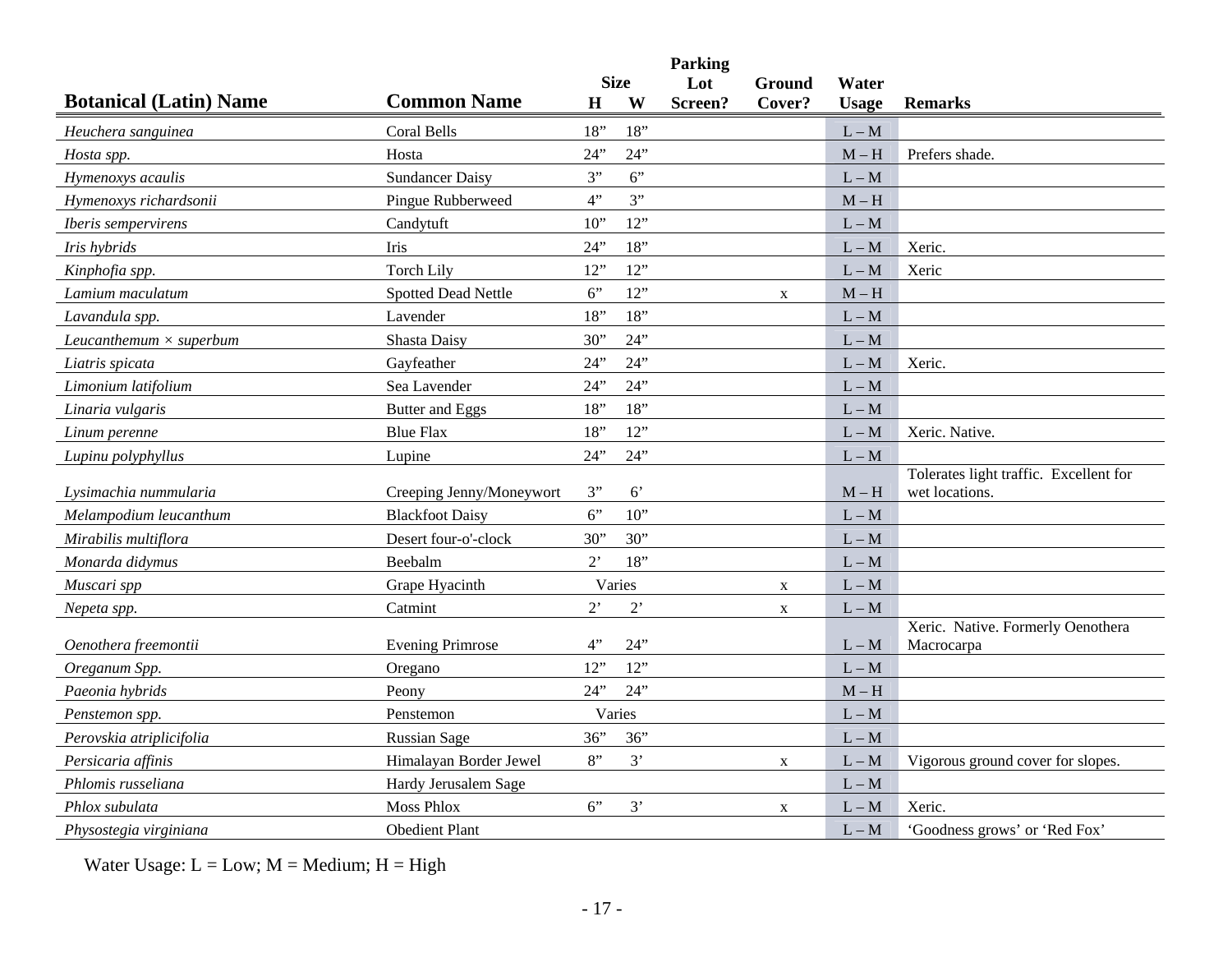| Botanical (Latin) Name | Common Name | Size H | Size W | Parking Lot Screen? | Ground Cover? | Water Usage | Remarks |
|---|---|---|---|---|---|---|---|
| *Heuchera sanguinea* | Coral Bells | 18” | 18” | | | L – M | |
| *Hosta spp.* | Hosta | 24” | 24” | | | M – H | Prefers shade. |
| *Hymenoxys acaulis* | Sundancer Daisy | 3” | 6” | | | L – M | |
| *Hymenoxys richardsonii* | Pingue Rubberweed | 4” | 3” | | | M – H | |
| *Iberis sempervirens* | Candytuft | 10” | 12” | | | L – M | |
| *Iris hybrids* | Iris | 24” | 18” | | | L – M | Xeric. |
| *Kinphofia spp.* | Torch Lily | 12” | 12” | | | L – M | Xeric |
| *Lamium maculatum* | Spotted Dead Nettle | 6” | 12” | | x | M – H | |
| *Lavandula spp.* | Lavender | 18” | 18” | | | L – M | |
| *Leucanthemum × superbum* | Shasta Daisy | 30” | 24” | | | L – M | |
| *Liatris spicata* | Gayfeather | 24” | 24” | | | L – M | Xeric. |
| *Limonium latifolium* | Sea Lavender | 24” | 24” | | | L – M | |
| *Linaria vulgaris* | Butter and Eggs | 18” | 18” | | | L – M | |
| *Linum perenne* | Blue Flax | 18” | 12” | | | L – M | Xeric. Native. |
| *Lupinu polyphyllus* | Lupine | 24” | 24” | | | L – M | |
| *Lysimachia nummularia* | Creeping Jenny/Moneywort | 3” | 6’ | | | M – H | Tolerates light traffic. Excellent for wet locations. |
| *Melampodium leucanthum* | Blackfoot Daisy | 6” | 10” | | | L – M | |
| *Mirabilis multiflora* | Desert four-o'-clock | 30” | 30” | | | L – M | |
| *Monarda didymus* | Beebalm | 2’ | 18” | | | L – M | |
| *Muscari spp* | Grape Hyacinth | Varies | | | x | L – M | |
| *Nepeta spp.* | Catmint | 2’ | 2’ | | x | L – M | |
| *Oenothera freemontii* | Evening Primrose | 4” | 24” | | | L – M | Xeric. Native. Formerly Oenothera Macrocarpa |
| *Oreganum Spp.* | Oregano | 12” | 12” | | | L – M | |
| *Paeonia hybrids* | Peony | 24” | 24” | | | M – H | |
| *Penstemon spp.* | Penstemon | Varies | | | | L – M | |
| *Perovskia atriplicifolia* | Russian Sage | 36” | 36” | | | L – M | |
| *Persicaria affinis* | Himalayan Border Jewel | 8” | 3’ | | x | L – M | Vigorous ground cover for slopes. |
| *Phlomis russeliana* | Hardy Jerusalem Sage | | | | | L – M | |
| *Phlox subulata* | Moss Phlox | 6” | 3’ | | x | L – M | Xeric. |
| *Physostegia virginiana* | Obedient Plant | | | | | L – M | ‘Goodness grows’ or ‘Red Fox’ |

Water Usage: L = Low; M = Medium; H = High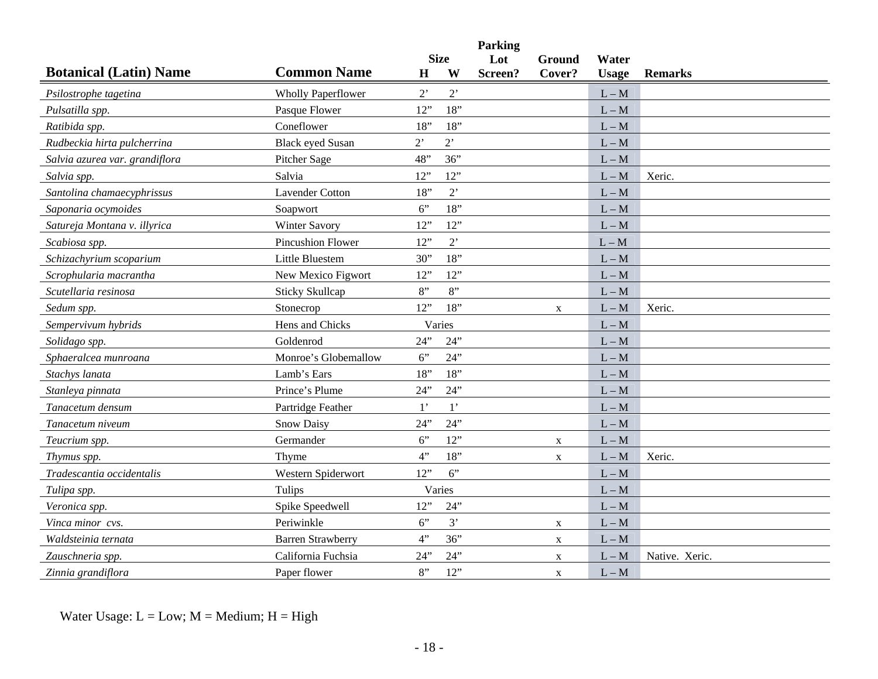| Botanical (Latin) Name | Common Name | Size H | Size W | Parking Lot Screen? | Ground Cover? | Water Usage | Remarks |
|---|---|---|---|---|---|---|---|
| *Psilostrophe tagetina* | Wholly Paperflower | 2’ | 2’ | | | L – M | |
| *Pulsatilla spp.* | Pasque Flower | 12” | 18” | | | L – M | |
| *Ratibida spp.* | Coneflower | 18” | 18” | | | L – M | |
| *Rudbeckia hirta pulcherrina* | Black eyed Susan | 2’ | 2’ | | | L – M | |
| *Salvia azurea var. grandiflora* | Pitcher Sage | 48” | 36” | | | L – M | |
| *Salvia spp.* | Salvia | 12” | 12” | | | L – M | Xeric. |
| *Santolina chamaecyphrissus* | Lavender Cotton | 18” | 2’ | | | L – M | |
| *Saponaria ocymoides* | Soapwort | 6” | 18” | | | L – M | |
| *Satureja Montana v. illyrica* | Winter Savory | 12” | 12” | | | L – M | |
| *Scabiosa spp.* | Pincushion Flower | 12” | 2’ | | | L – M | |
| *Schizachyrium scoparium* | Little Bluestem | 30” | 18” | | | L – M | |
| *Scrophularia macrantha* | New Mexico Figwort | 12” | 12” | | | L – M | |
| *Scutellaria resinosa* | Sticky Skullcap | 8” | 8” | | | L – M | |
| *Sedum spp.* | Stonecrop | 12” | 18” | | x | L – M | Xeric. |
| *Sempervivum hybrids* | Hens and Chicks | Varies | | | | L – M | |
| *Solidago spp.* | Goldenrod | 24” | 24” | | | L – M | |
| *Sphaeralcea munroana* | Monroe’s Globemallow | 6” | 24” | | | L – M | |
| *Stachys lanata* | Lamb’s Ears | 18” | 18” | | | L – M | |
| *Stanleya pinnata* | Prince’s Plume | 24” | 24” | | | L – M | |
| *Tanacetum densum* | Partridge Feather | 1’ | 1’ | | | L – M | |
| *Tanacetum niveum* | Snow Daisy | 24” | 24” | | | L – M | |
| *Teucrium spp.* | Germander | 6” | 12” | | x | L – M | |
| *Thymus spp.* | Thyme | 4” | 18” | | x | L – M | Xeric. |
| *Tradescantia occidentalis* | Western Spiderwort | 12” | 6” | | | L – M | |
| *Tulipa spp.* | Tulips | Varies | | | | L – M | |
| *Veronica spp.* | Spike Speedwell | 12” | 24” | | | L – M | |
| *Vinca minor cvs.* | Periwinkle | 6” | 3’ | | x | L – M | |
| *Waldsteinia ternata* | Barren Strawberry | 4” | 36” | | x | L – M | |
| *Zauschneria spp.* | California Fuchsia | 24” | 24” | | x | L – M | Native. Xeric. |
| *Zinnia grandiflora* | Paper flower | 8” | 12” | | x | L – M | |

Water Usage: L = Low; M = Medium; H = High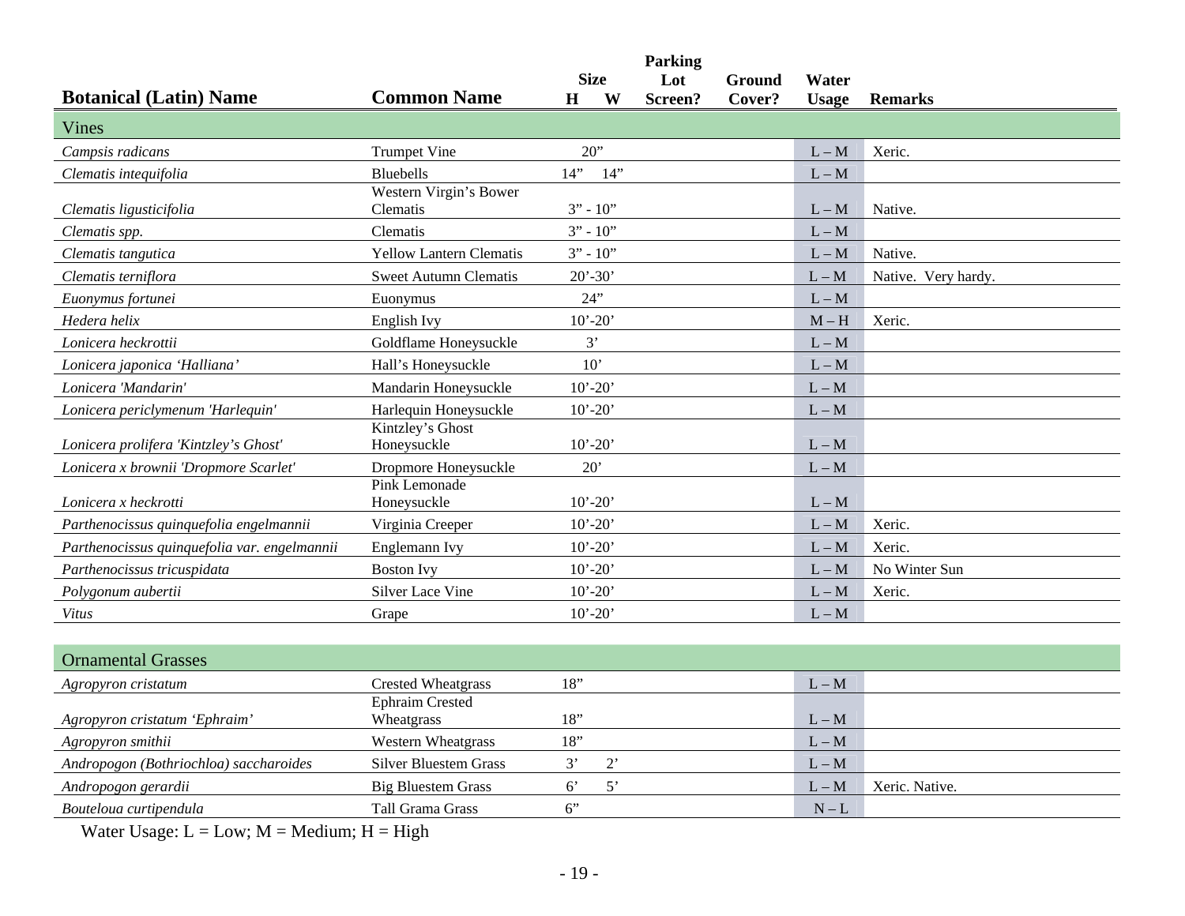| Botanical (Latin) Name | Common Name | Size H | Size W | Parking Lot Screen? | Ground Cover? | Water Usage | Remarks |
|---|---|---|---|---|---|---|---|
| **Vines** | | | | | | | |
| *Campsis radicans* | Trumpet Vine | 20" | | | | L – M | Xeric. |
| *Clematis intequifolia* | Bluebells | 14" | 14" | | | L – M | |
| *Clematis ligusticifolia* | Western Virgin's Bower Clematis | 3" - 10" | | | | L – M | Native. |
| *Clematis spp.* | Clematis | 3" - 10" | | | | L – M | |
| *Clematis tangutica* | Yellow Lantern Clematis | 3" - 10" | | | | L – M | Native. |
| *Clematis terniflora* | Sweet Autumn Clematis | 20'-30' | | | | L – M | Native. Very hardy. |
| *Euonymus fortunei* | Euonymus | 24" | | | | L – M | |
| *Hedera helix* | English Ivy | 10'-20' | | | | M – H | Xeric. |
| *Lonicera heckrottii* | Goldflame Honeysuckle | 3' | | | | L – M | |
| *Lonicera japonica 'Halliana'* | Hall's Honeysuckle | 10' | | | | L – M | |
| *Lonicera 'Mandarin'* | Mandarin Honeysuckle | 10'-20' | | | | L – M | |
| *Lonicera periclymenum 'Harlequin'* | Harlequin Honeysuckle | 10'-20' | | | | L – M | |
| *Lonicera prolifera 'Kintzley's Ghost'* | Kintzley's Ghost Honeysuckle | 10'-20' | | | | L – M | |
| *Lonicera x brownii 'Dropmore Scarlet'* | Dropmore Honeysuckle | 20' | | | | L – M | |
| *Lonicera x heckrotti* | Pink Lemonade Honeysuckle | 10'-20' | | | | L – M | |
| *Parthenocissus quinquefolia engelmannii* | Virginia Creeper | 10'-20' | | | | L – M | Xeric. |
| *Parthenocissus quinquefolia var. engelmannii* | Englemann Ivy | 10'-20' | | | | L – M | Xeric. |
| *Parthenocissus tricuspidata* | Boston Ivy | 10'-20' | | | | L – M | No Winter Sun |
| *Polygonum aubertii* | Silver Lace Vine | 10'-20' | | | | L – M | Xeric. |
| *Vitus* | Grape | 10'-20' | | | | L – M | |
| **Ornamental Grasses** | | | | | | | |
| *Agropyron cristatum* | Crested Wheatgrass | 18" | | | | L – M | |
| *Agropyron cristatum 'Ephraim'* | Ephraim Crested Wheatgrass | 18" | | | | L – M | |
| *Agropyron smithii* | Western Wheatgrass | 18" | | | | L – M | |
| *Andropogon (Bothriochloa) saccharoides* | Silver Bluestem Grass | 3' | 2' | | | L – M | |
| *Andropogon gerardii* | Big Bluestem Grass | 6' | 5' | | | L – M | Xeric. Native. |
| *Bouteloua curtipendula* | Tall Grama Grass | 6" | | | | N – L | |

Water Usage: L = Low; M = Medium; H = High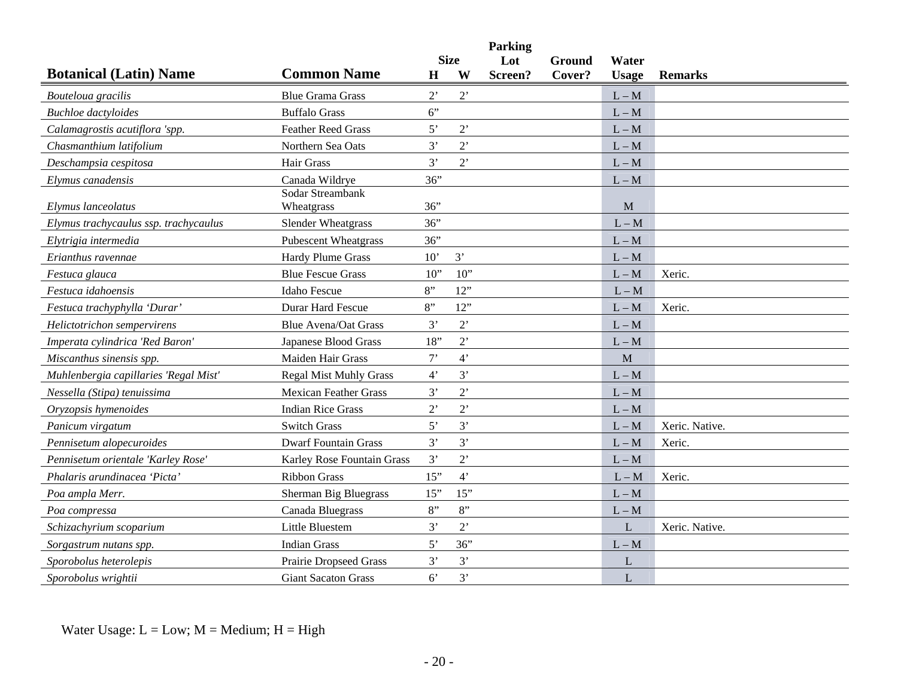| Botanical (Latin) Name | Common Name | Size H | Size W | Parking Lot Screen? | Ground Cover? | Water Usage | Remarks |
|---|---|---|---|---|---|---|---|
| *Bouteloua gracilis* | Blue Grama Grass | 2’ | 2’ | | | L – M | |
| *Buchloe dactyloides* | Buffalo Grass | 6” | | | | L – M | |
| *Calamagrostis acutiflora 'spp.* | Feather Reed Grass | 5’ | 2’ | | | L – M | |
| *Chasmanthium latifolium* | Northern Sea Oats | 3’ | 2’ | | | L – M | |
| *Deschampsia cespitosa* | Hair Grass | 3’ | 2’ | | | L – M | |
| *Elymus canadensis* | Canada Wildrye | 36” | | | | L – M | |
| *Elymus lanceolatus* | Sodar Streambank Wheatgrass | 36” | | | | M | |
| *Elymus trachycaulus ssp. trachycaulus* | Slender Wheatgrass | 36” | | | | L – M | |
| *Elytrigia intermedia* | Pubescent Wheatgrass | 36” | | | | L – M | |
| *Erianthus ravennae* | Hardy Plume Grass | 10’ | 3’ | | | L – M | |
| *Festuca glauca* | Blue Fescue Grass | 10” | 10” | | | L – M | Xeric. |
| *Festuca idahoensis* | Idaho Fescue | 8” | 12” | | | L – M | |
| *Festuca trachyphylla ‘Durar’* | Durar Hard Fescue | 8” | 12” | | | L – M | Xeric. |
| *Helictotrichon sempervirens* | Blue Avena/Oat Grass | 3’ | 2’ | | | L – M | |
| *Imperata cylindrica 'Red Baron'* | Japanese Blood Grass | 18” | 2’ | | | L – M | |
| *Miscanthus sinensis spp.* | Maiden Hair Grass | 7’ | 4’ | | | M | |
| *Muhlenbergia capillaries 'Regal Mist'* | Regal Mist Muhly Grass | 4’ | 3’ | | | L – M | |
| *Nessella (Stipa) tenuissima* | Mexican Feather Grass | 3’ | 2’ | | | L – M | |
| *Oryzopsis hymenoides* | Indian Rice Grass | 2’ | 2’ | | | L – M | |
| *Panicum virgatum* | Switch Grass | 5’ | 3’ | | | L – M | Xeric. Native. |
| *Pennisetum alopecuroides* | Dwarf Fountain Grass | 3’ | 3’ | | | L – M | Xeric. |
| *Pennisetum orientale 'Karley Rose'* | Karley Rose Fountain Grass | 3’ | 2’ | | | L – M | |
| *Phalaris arundinacea ‘Picta’* | Ribbon Grass | 15” | 4’ | | | L – M | Xeric. |
| *Poa ampla Merr.* | Sherman Big Bluegrass | 15” | 15” | | | L – M | |
| *Poa compressa* | Canada Bluegrass | 8” | 8” | | | L – M | |
| *Schizachyrium scoparium* | Little Bluestem | 3’ | 2’ | | | L | Xeric. Native. |
| *Sorgastrum nutans spp.* | Indian Grass | 5’ | 36” | | | L – M | |
| *Sporobolus heterolepis* | Prairie Dropseed Grass | 3’ | 3’ | | | L | |
| *Sporobolus wrightii* | Giant Sacaton Grass | 6’ | 3’ | | | L | |

Water Usage: L = Low; M = Medium; H = High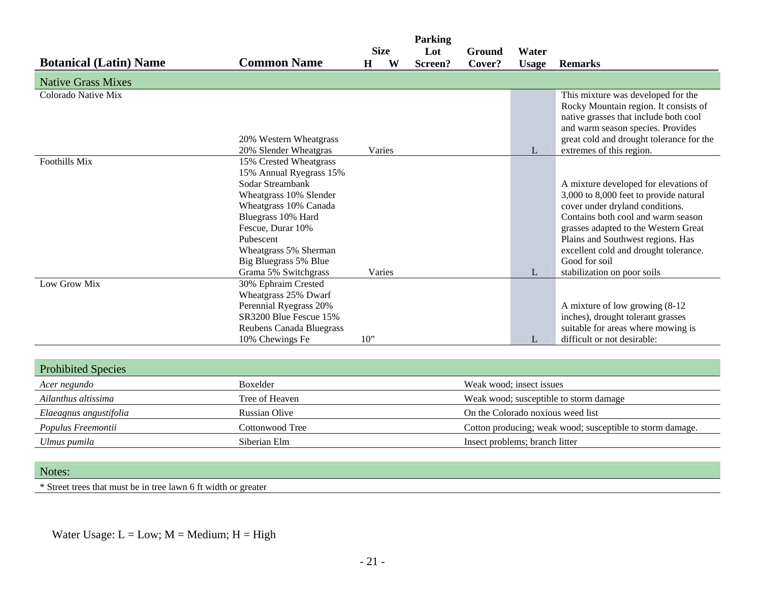| Botanical (Latin) Name | Common Name | Size H | Size W | Parking Lot Screen? | Ground Cover? | Water Usage | Remarks |
|---|---|---|---|---|---|---|---|
| **Native Grass Mixes** | | | | | | | |
| Colorado Native Mix | 20% Western Wheatgrass 20% Slender Wheatgras | Varies | | | | L | This mixture was developed for the Rocky Mountain region. It consists of native grasses that include both cool and warm season species. Provides great cold and drought tolerance for the extremes of this region. |
| Foothills Mix | 15% Crested Wheatgrass 15% Annual Ryegrass 15% Sodar Streambank Wheatgrass 10% Slender Wheatgrass 10% Canada Bluegrass 10% Hard Fescue, Durar 10% Pubescent Wheatgrass 5% Sherman Big Bluegrass 5% Blue Grama 5% Switchgrass | Varies | | | | L | A mixture developed for elevations of 3,000 to 8,000 feet to provide natural cover under dryland conditions. Contains both cool and warm season grasses adapted to the Western Great Plains and Southwest regions. Has excellent cold and drought tolerance. Good for soil stabilization on poor soils |
| Low Grow Mix | 30% Ephraim Crested Wheatgrass 25% Dwarf Perennial Ryegrass 20% SR3200 Blue Fescue 15% Reubens Canada Bluegrass 10% Chewings Fe | 10” | | | | L | A mixture of low growing (8-12 inches), drought tolerant grasses suitable for areas where mowing is difficult or not desirable: |

## Prohibited Species

| Botanical (Latin) Name | Common Name | Remarks |
|---|---|---|
| *Acer negundo* | Boxelder | Weak wood; insect issues |
| *Ailanthus altissima* | Tree of Heaven | Weak wood; susceptible to storm damage |
| *Elaeagnus angustifolia* | Russian Olive | On the Colorado noxious weed list |
| *Populus Freemontii* | Cottonwood Tree | Cotton producing; weak wood; susceptible to storm damage. |
| *Ulmus pumila* | Siberian Elm | Insect problems; branch litter |

## Notes:

* Street trees that must be in tree lawn 6 ft width or greater

Water Usage: L = Low; M = Medium; H = High